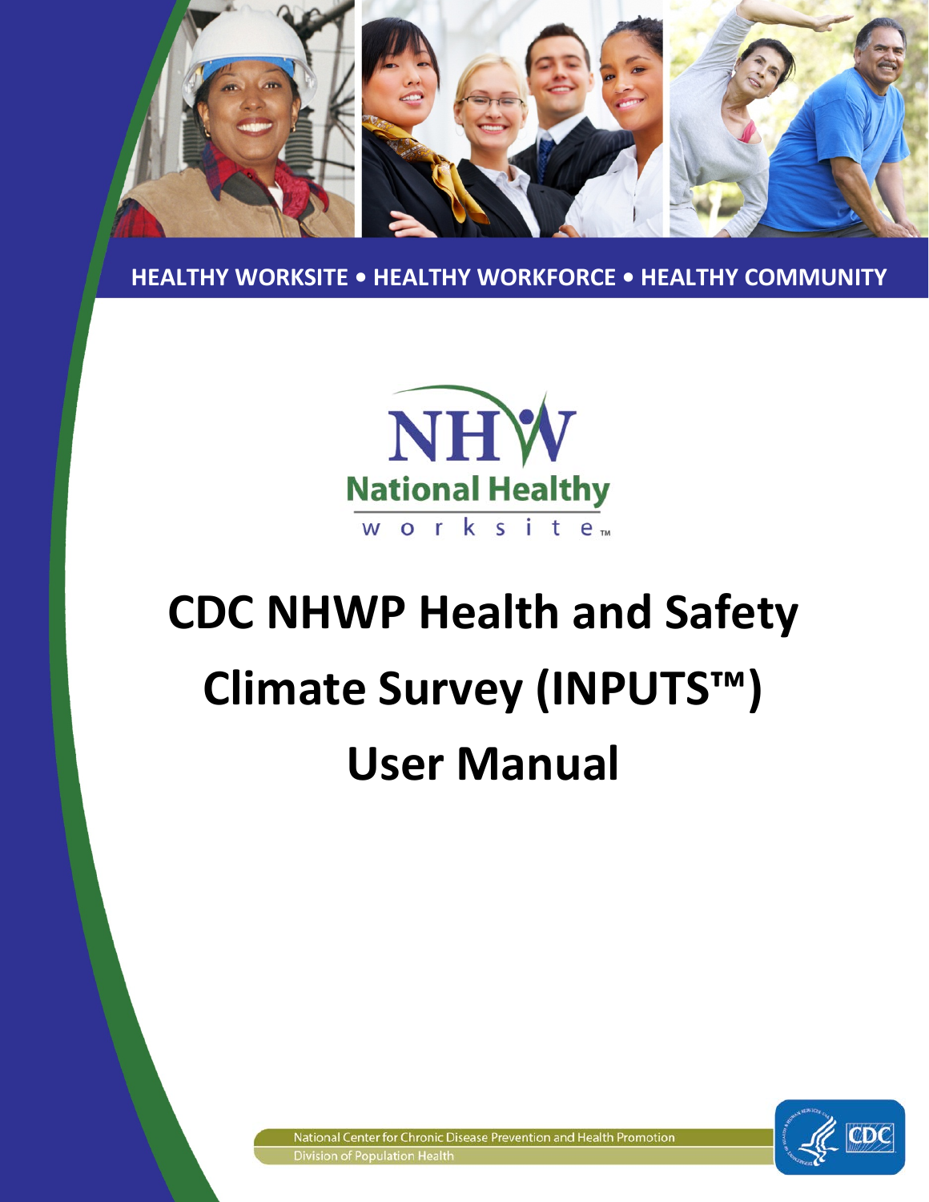HEALTHY WORKSITE • HEALTHY WORKFORCE • HEALTHY COMMUNITY

NHW National Healthy worksite™

# CDC NHWP Health and Safety Climate Survey (INPUTS™) User Manual

National Center for Chronic Disease Prevention and Health Promotion
Division of Population Health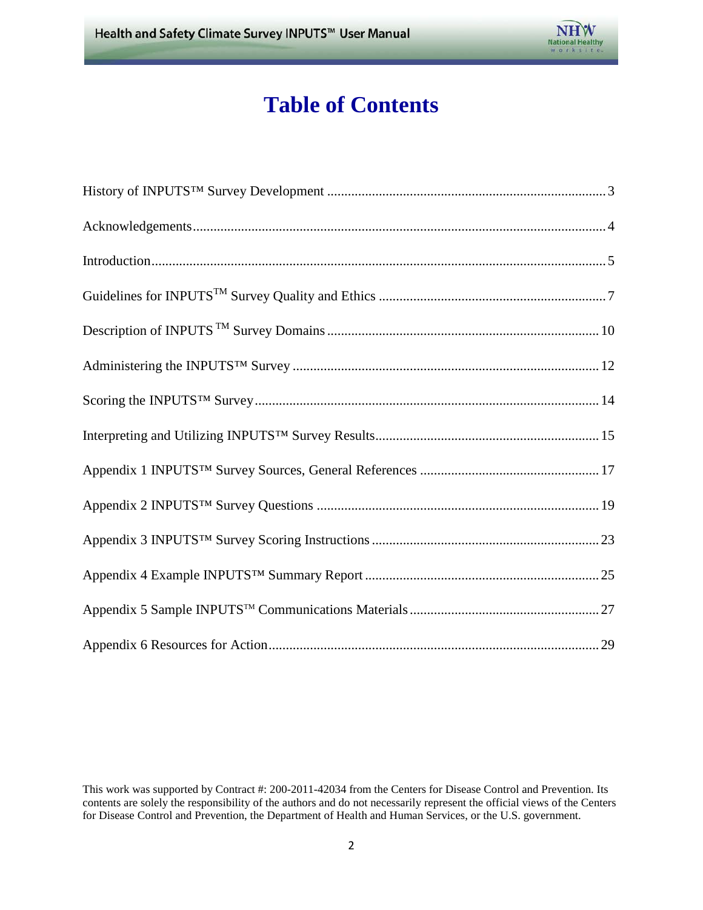# Table of Contents

History of INPUTS™ Survey Development ........................................................................ 3

Acknowledgements ........................................................................................................ 4

Introduction .................................................................................................................... 5

Guidelines for INPUTS™ Survey Quality and Ethics ..................................................... 7

Description of INPUTS ™ Survey Domains ................................................................... 10

Administering the INPUTS™ Survey ............................................................................. 12

Scoring the INPUTS™ Survey ....................................................................................... 14

Interpreting and Utilizing INPUTS™ Survey Results ..................................................... 15

Appendix 1 INPUTS™ Survey Sources, General References ....................................... 17

Appendix 2 INPUTS™ Survey Questions ...................................................................... 19

Appendix 3 INPUTS™ Survey Scoring Instructions ....................................................... 23

Appendix 4 Example INPUTS™ Summary Report ......................................................... 25

Appendix 5 Sample INPUTS™ Communications Materials ............................................ 27

Appendix 6 Resources for Action .................................................................................. 29

This work was supported by Contract #: 200-2011-42034 from the Centers for Disease Control and Prevention. Its contents are solely the responsibility of the authors and do not necessarily represent the official views of the Centers for Disease Control and Prevention, the Department of Health and Human Services, or the U.S. government.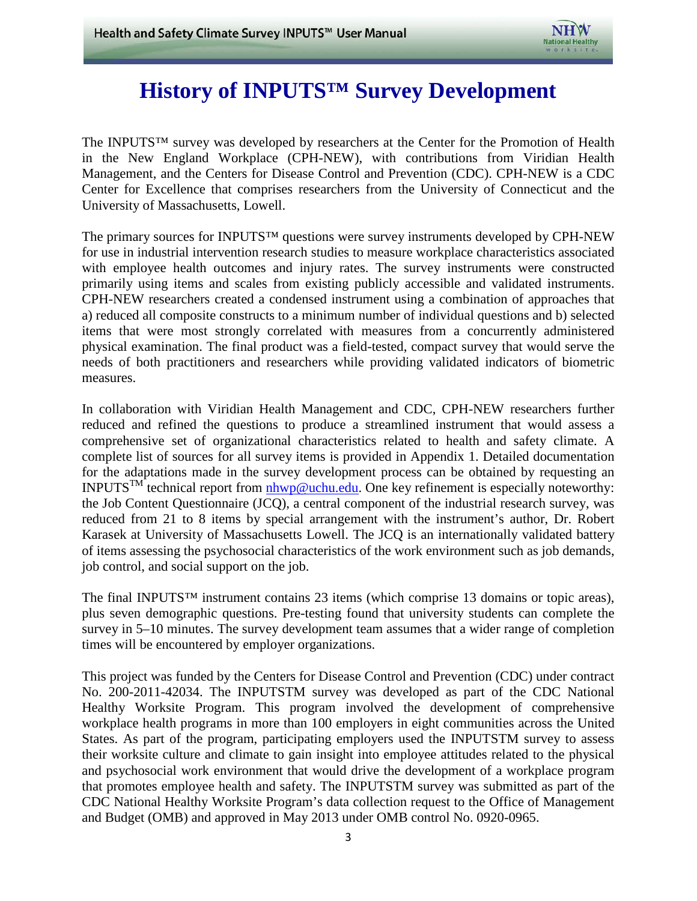# History of INPUTS™ Survey Development

The INPUTS™ survey was developed by researchers at the Center for the Promotion of Health in the New England Workplace (CPH-NEW), with contributions from Viridian Health Management, and the Centers for Disease Control and Prevention (CDC). CPH-NEW is a CDC Center for Excellence that comprises researchers from the University of Connecticut and the University of Massachusetts, Lowell.

The primary sources for INPUTS™ questions were survey instruments developed by CPH-NEW for use in industrial intervention research studies to measure workplace characteristics associated with employee health outcomes and injury rates. The survey instruments were constructed primarily using items and scales from existing publicly accessible and validated instruments. CPH-NEW researchers created a condensed instrument using a combination of approaches that a) reduced all composite constructs to a minimum number of individual questions and b) selected items that were most strongly correlated with measures from a concurrently administered physical examination. The final product was a field-tested, compact survey that would serve the needs of both practitioners and researchers while providing validated indicators of biometric measures.

In collaboration with Viridian Health Management and CDC, CPH-NEW researchers further reduced and refined the questions to produce a streamlined instrument that would assess a comprehensive set of organizational characteristics related to health and safety climate. A complete list of sources for all survey items is provided in Appendix 1. Detailed documentation for the adaptations made in the survey development process can be obtained by requesting an INPUTS™ technical report from nhwp@uchu.edu. One key refinement is especially noteworthy: the Job Content Questionnaire (JCQ), a central component of the industrial research survey, was reduced from 21 to 8 items by special arrangement with the instrument's author, Dr. Robert Karasek at University of Massachusetts Lowell. The JCQ is an internationally validated battery of items assessing the psychosocial characteristics of the work environment such as job demands, job control, and social support on the job.

The final INPUTS™ instrument contains 23 items (which comprise 13 domains or topic areas), plus seven demographic questions. Pre-testing found that university students can complete the survey in 5–10 minutes. The survey development team assumes that a wider range of completion times will be encountered by employer organizations.

This project was funded by the Centers for Disease Control and Prevention (CDC) under contract No. 200-2011-42034. The INPUTSTM survey was developed as part of the CDC National Healthy Worksite Program. This program involved the development of comprehensive workplace health programs in more than 100 employers in eight communities across the United States. As part of the program, participating employers used the INPUTSTM survey to assess their worksite culture and climate to gain insight into employee attitudes related to the physical and psychosocial work environment that would drive the development of a workplace program that promotes employee health and safety. The INPUTSTM survey was submitted as part of the CDC National Healthy Worksite Program's data collection request to the Office of Management and Budget (OMB) and approved in May 2013 under OMB control No. 0920-0965.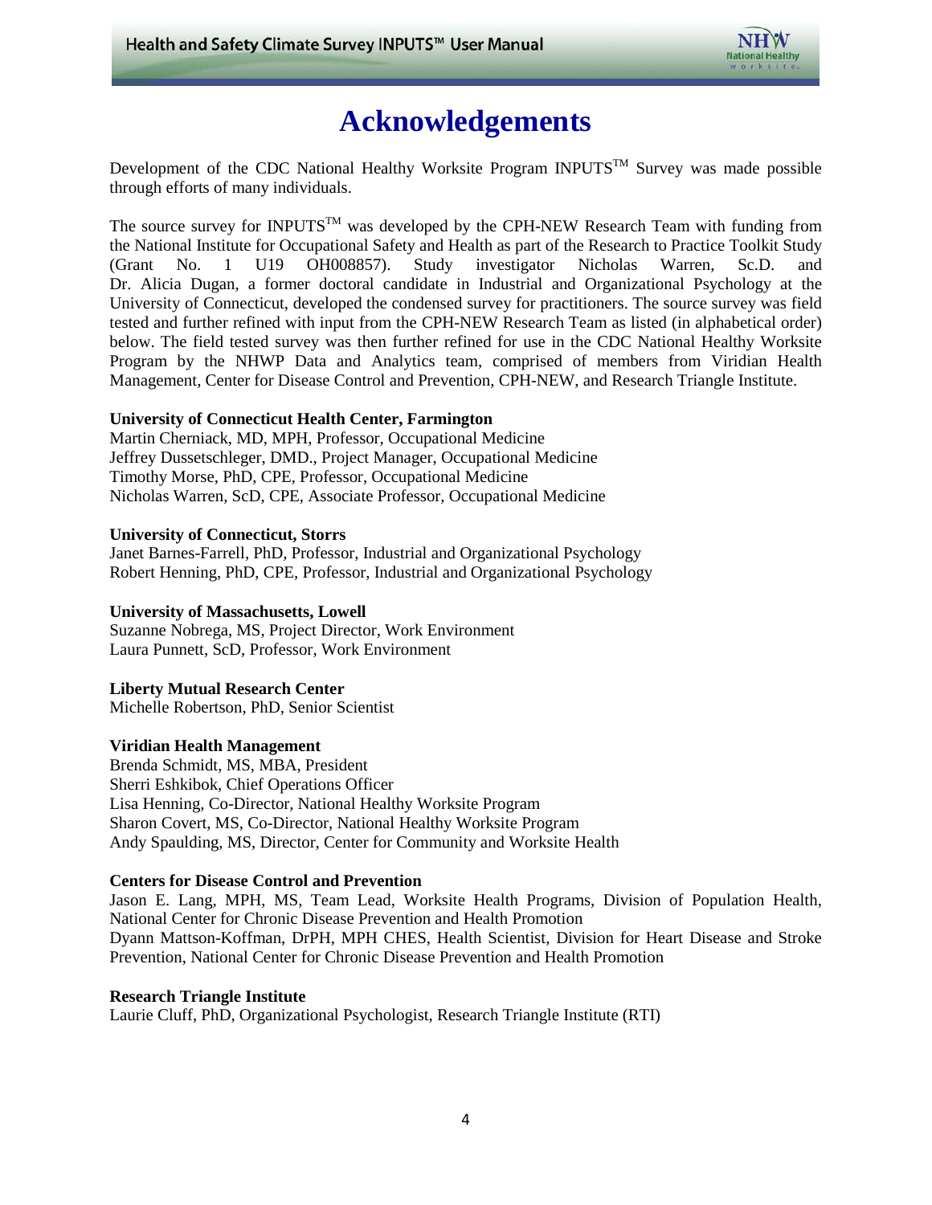# Acknowledgements

Development of the CDC National Healthy Worksite Program INPUTS™ Survey was made possible through efforts of many individuals.

The source survey for INPUTS™ was developed by the CPH-NEW Research Team with funding from the National Institute for Occupational Safety and Health as part of the Research to Practice Toolkit Study (Grant No. 1 U19 OH008857). Study investigator Nicholas Warren, Sc.D. and Dr. Alicia Dugan, a former doctoral candidate in Industrial and Organizational Psychology at the University of Connecticut, developed the condensed survey for practitioners. The source survey was field tested and further refined with input from the CPH-NEW Research Team as listed (in alphabetical order) below. The field tested survey was then further refined for use in the CDC National Healthy Worksite Program by the NHWP Data and Analytics team, comprised of members from Viridian Health Management, Center for Disease Control and Prevention, CPH-NEW, and Research Triangle Institute.

**University of Connecticut Health Center, Farmington**
Martin Cherniack, MD, MPH, Professor, Occupational Medicine
Jeffrey Dussetschleger, DMD., Project Manager, Occupational Medicine
Timothy Morse, PhD, CPE, Professor, Occupational Medicine
Nicholas Warren, ScD, CPE, Associate Professor, Occupational Medicine

**University of Connecticut, Storrs**
Janet Barnes-Farrell, PhD, Professor, Industrial and Organizational Psychology
Robert Henning, PhD, CPE, Professor, Industrial and Organizational Psychology

**University of Massachusetts, Lowell**
Suzanne Nobrega, MS, Project Director, Work Environment
Laura Punnett, ScD, Professor, Work Environment

**Liberty Mutual Research Center**
Michelle Robertson, PhD, Senior Scientist

**Viridian Health Management**
Brenda Schmidt, MS, MBA, President
Sherri Eshkibok, Chief Operations Officer
Lisa Henning, Co-Director, National Healthy Worksite Program
Sharon Covert, MS, Co-Director, National Healthy Worksite Program
Andy Spaulding, MS, Director, Center for Community and Worksite Health

**Centers for Disease Control and Prevention**
Jason E. Lang, MPH, MS, Team Lead, Worksite Health Programs, Division of Population Health, National Center for Chronic Disease Prevention and Health Promotion
Dyann Mattson-Koffman, DrPH, MPH CHES, Health Scientist, Division for Heart Disease and Stroke Prevention, National Center for Chronic Disease Prevention and Health Promotion

**Research Triangle Institute**
Laurie Cluff, PhD, Organizational Psychologist, Research Triangle Institute (RTI)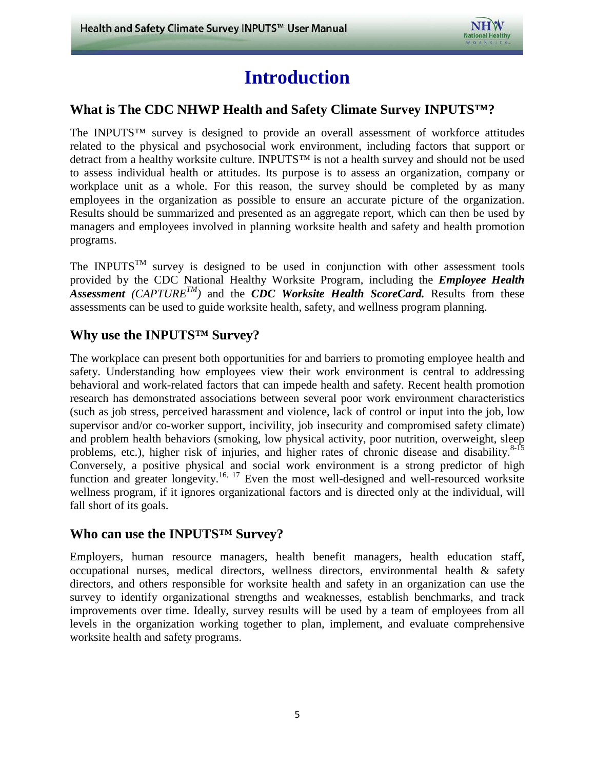# Introduction

## What is The CDC NHWP Health and Safety Climate Survey INPUTS™?

The INPUTS™ survey is designed to provide an overall assessment of workforce attitudes related to the physical and psychosocial work environment, including factors that support or detract from a healthy worksite culture. INPUTS™ is not a health survey and should not be used to assess individual health or attitudes. Its purpose is to assess an organization, company or workplace unit as a whole. For this reason, the survey should be completed by as many employees in the organization as possible to ensure an accurate picture of the organization. Results should be summarized and presented as an aggregate report, which can then be used by managers and employees involved in planning worksite health and safety and health promotion programs.

The INPUTS™ survey is designed to be used in conjunction with other assessment tools provided by the CDC National Healthy Worksite Program, including the ***Employee Health Assessment*** *(CAPTURE™)* and the ***CDC Worksite Health ScoreCard.*** Results from these assessments can be used to guide worksite health, safety, and wellness program planning.

## Why use the INPUTS™ Survey?

The workplace can present both opportunities for and barriers to promoting employee health and safety. Understanding how employees view their work environment is central to addressing behavioral and work-related factors that can impede health and safety. Recent health promotion research has demonstrated associations between several poor work environment characteristics (such as job stress, perceived harassment and violence, lack of control or input into the job, low supervisor and/or co-worker support, incivility, job insecurity and compromised safety climate) and problem health behaviors (smoking, low physical activity, poor nutrition, overweight, sleep problems, etc.), higher risk of injuries, and higher rates of chronic disease and disability.[8-15] Conversely, a positive physical and social work environment is a strong predictor of high function and greater longevity.[16, 17] Even the most well-designed and well-resourced worksite wellness program, if it ignores organizational factors and is directed only at the individual, will fall short of its goals.

## Who can use the INPUTS™ Survey?

Employers, human resource managers, health benefit managers, health education staff, occupational nurses, medical directors, wellness directors, environmental health & safety directors, and others responsible for worksite health and safety in an organization can use the survey to identify organizational strengths and weaknesses, establish benchmarks, and track improvements over time. Ideally, survey results will be used by a team of employees from all levels in the organization working together to plan, implement, and evaluate comprehensive worksite health and safety programs.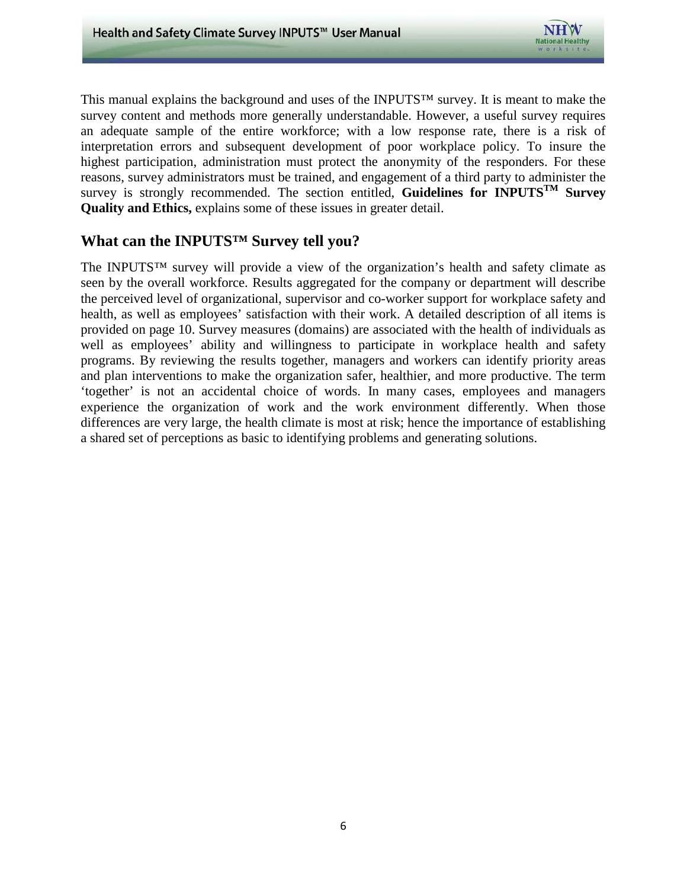This manual explains the background and uses of the INPUTS™ survey. It is meant to make the survey content and methods more generally understandable. However, a useful survey requires an adequate sample of the entire workforce; with a low response rate, there is a risk of interpretation errors and subsequent development of poor workplace policy. To insure the highest participation, administration must protect the anonymity of the responders. For these reasons, survey administrators must be trained, and engagement of a third party to administer the survey is strongly recommended. The section entitled, **Guidelines for INPUTS™ Survey Quality and Ethics,** explains some of these issues in greater detail.

## What can the INPUTS™ Survey tell you?

The INPUTS™ survey will provide a view of the organization's health and safety climate as seen by the overall workforce. Results aggregated for the company or department will describe the perceived level of organizational, supervisor and co-worker support for workplace safety and health, as well as employees' satisfaction with their work. A detailed description of all items is provided on page 10. Survey measures (domains) are associated with the health of individuals as well as employees' ability and willingness to participate in workplace health and safety programs. By reviewing the results together, managers and workers can identify priority areas and plan interventions to make the organization safer, healthier, and more productive. The term 'together' is not an accidental choice of words. In many cases, employees and managers experience the organization of work and the work environment differently. When those differences are very large, the health climate is most at risk; hence the importance of establishing a shared set of perceptions as basic to identifying problems and generating solutions.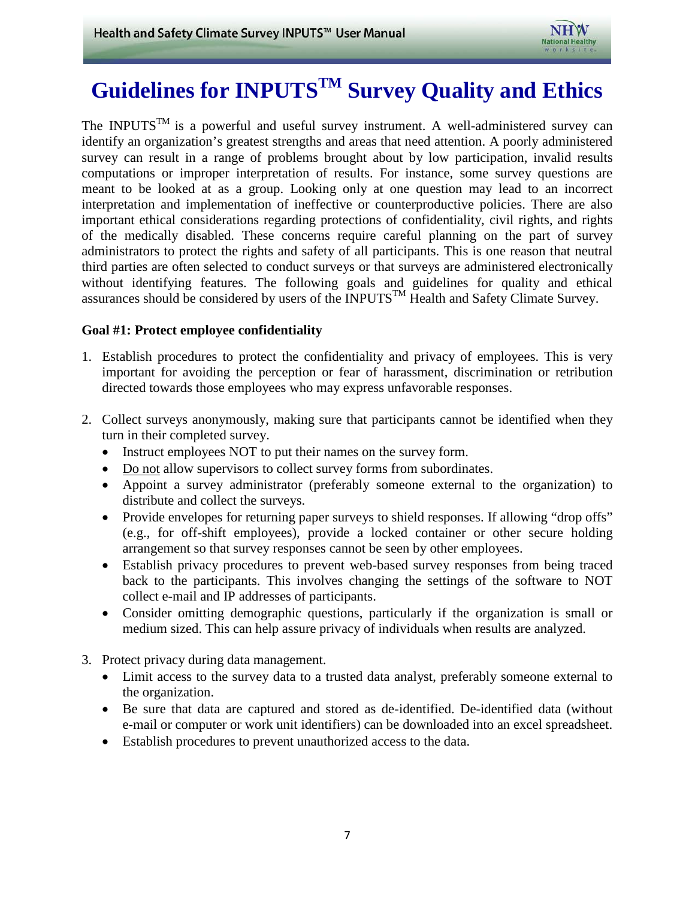# Guidelines for INPUTS™ Survey Quality and Ethics

The INPUTS™ is a powerful and useful survey instrument. A well-administered survey can identify an organization's greatest strengths and areas that need attention. A poorly administered survey can result in a range of problems brought about by low participation, invalid results computations or improper interpretation of results. For instance, some survey questions are meant to be looked at as a group. Looking only at one question may lead to an incorrect interpretation and implementation of ineffective or counterproductive policies. There are also important ethical considerations regarding protections of confidentiality, civil rights, and rights of the medically disabled. These concerns require careful planning on the part of survey administrators to protect the rights and safety of all participants. This is one reason that neutral third parties are often selected to conduct surveys or that surveys are administered electronically without identifying features. The following goals and guidelines for quality and ethical assurances should be considered by users of the INPUTS™ Health and Safety Climate Survey.

**Goal #1: Protect employee confidentiality**

1. Establish procedures to protect the confidentiality and privacy of employees. This is very important for avoiding the perception or fear of harassment, discrimination or retribution directed towards those employees who may express unfavorable responses.

2. Collect surveys anonymously, making sure that participants cannot be identified when they turn in their completed survey.
   - Instruct employees NOT to put their names on the survey form.
   - Do not allow supervisors to collect survey forms from subordinates.
   - Appoint a survey administrator (preferably someone external to the organization) to distribute and collect the surveys.
   - Provide envelopes for returning paper surveys to shield responses. If allowing "drop offs" (e.g., for off-shift employees), provide a locked container or other secure holding arrangement so that survey responses cannot be seen by other employees.
   - Establish privacy procedures to prevent web-based survey responses from being traced back to the participants. This involves changing the settings of the software to NOT collect e-mail and IP addresses of participants.
   - Consider omitting demographic questions, particularly if the organization is small or medium sized. This can help assure privacy of individuals when results are analyzed.

3. Protect privacy during data management.
   - Limit access to the survey data to a trusted data analyst, preferably someone external to the organization.
   - Be sure that data are captured and stored as de-identified. De-identified data (without e-mail or computer or work unit identifiers) can be downloaded into an excel spreadsheet.
   - Establish procedures to prevent unauthorized access to the data.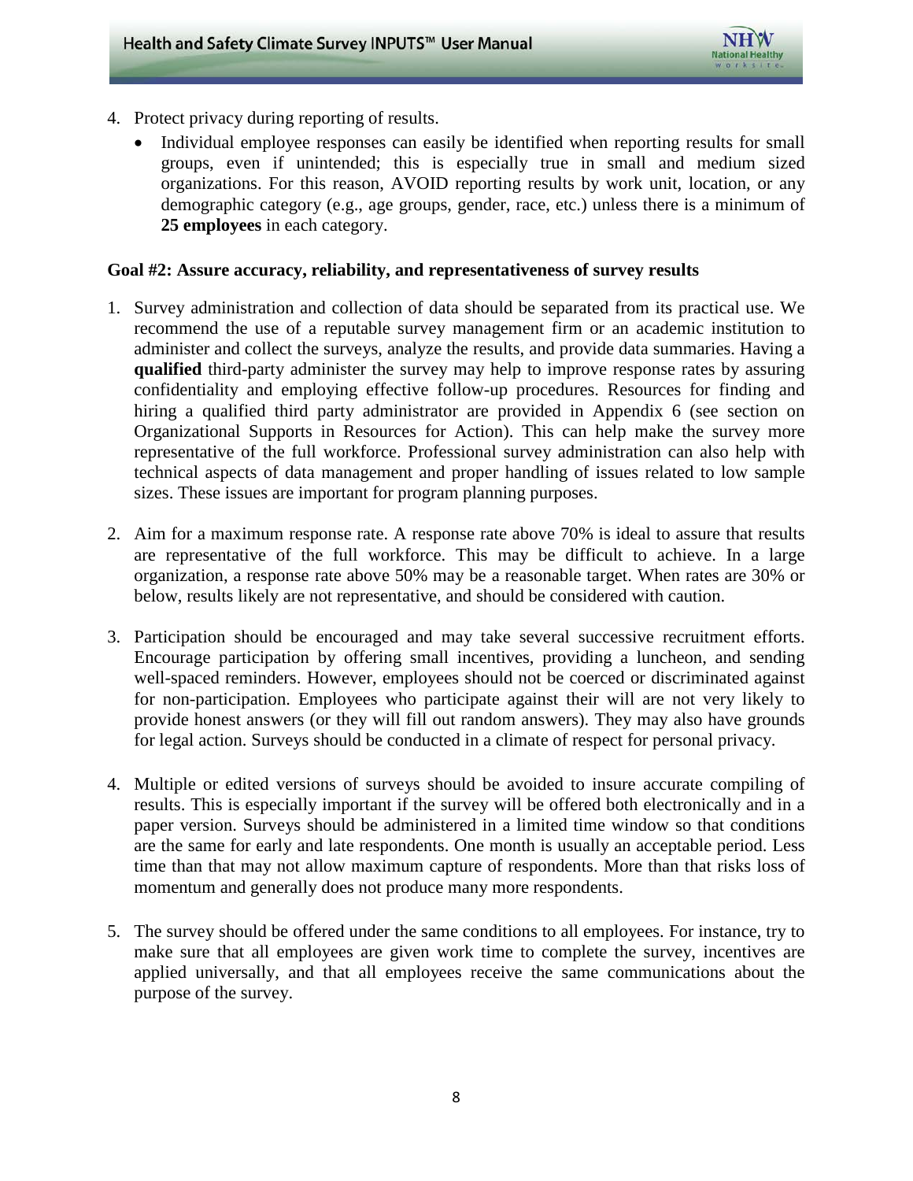4. Protect privacy during reporting of results.
    - Individual employee responses can easily be identified when reporting results for small groups, even if unintended; this is especially true in small and medium sized organizations. For this reason, AVOID reporting results by work unit, location, or any demographic category (e.g., age groups, gender, race, etc.) unless there is a minimum of **25 employees** in each category.

**Goal #2: Assure accuracy, reliability, and representativeness of survey results**

1. Survey administration and collection of data should be separated from its practical use. We recommend the use of a reputable survey management firm or an academic institution to administer and collect the surveys, analyze the results, and provide data summaries. Having a **qualified** third-party administer the survey may help to improve response rates by assuring confidentiality and employing effective follow-up procedures. Resources for finding and hiring a qualified third party administrator are provided in Appendix 6 (see section on Organizational Supports in Resources for Action). This can help make the survey more representative of the full workforce. Professional survey administration can also help with technical aspects of data management and proper handling of issues related to low sample sizes. These issues are important for program planning purposes.

2. Aim for a maximum response rate. A response rate above 70% is ideal to assure that results are representative of the full workforce. This may be difficult to achieve. In a large organization, a response rate above 50% may be a reasonable target. When rates are 30% or below, results likely are not representative, and should be considered with caution.

3. Participation should be encouraged and may take several successive recruitment efforts. Encourage participation by offering small incentives, providing a luncheon, and sending well-spaced reminders. However, employees should not be coerced or discriminated against for non-participation. Employees who participate against their will are not very likely to provide honest answers (or they will fill out random answers). They may also have grounds for legal action. Surveys should be conducted in a climate of respect for personal privacy.

4. Multiple or edited versions of surveys should be avoided to insure accurate compiling of results. This is especially important if the survey will be offered both electronically and in a paper version. Surveys should be administered in a limited time window so that conditions are the same for early and late respondents. One month is usually an acceptable period. Less time than that may not allow maximum capture of respondents. More than that risks loss of momentum and generally does not produce many more respondents.

5. The survey should be offered under the same conditions to all employees. For instance, try to make sure that all employees are given work time to complete the survey, incentives are applied universally, and that all employees receive the same communications about the purpose of the survey.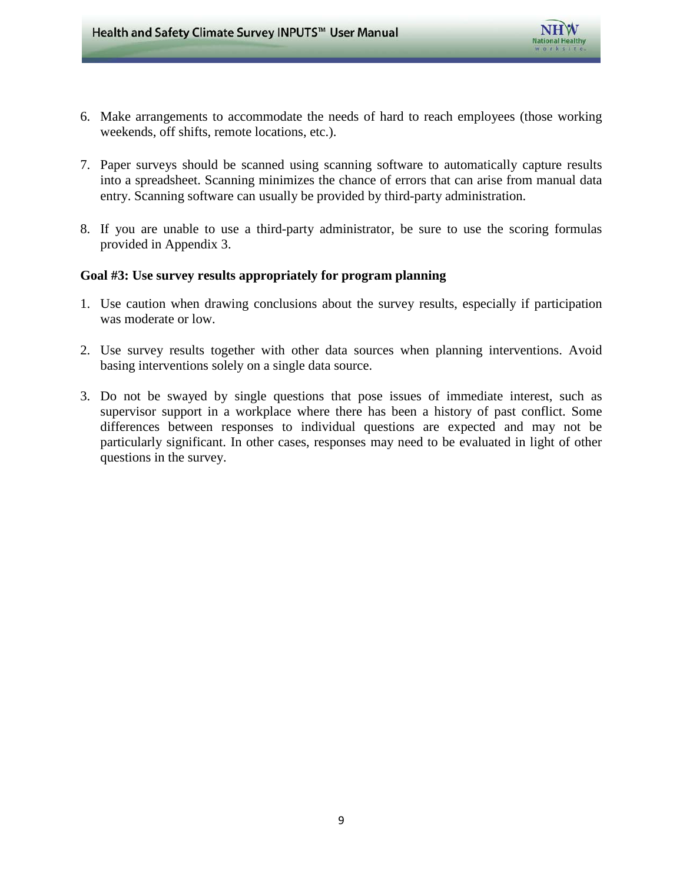6. Make arrangements to accommodate the needs of hard to reach employees (those working weekends, off shifts, remote locations, etc.).

7. Paper surveys should be scanned using scanning software to automatically capture results into a spreadsheet. Scanning minimizes the chance of errors that can arise from manual data entry. Scanning software can usually be provided by third-party administration.

8. If you are unable to use a third-party administrator, be sure to use the scoring formulas provided in Appendix 3.

**Goal #3: Use survey results appropriately for program planning**

1. Use caution when drawing conclusions about the survey results, especially if participation was moderate or low.

2. Use survey results together with other data sources when planning interventions. Avoid basing interventions solely on a single data source.

3. Do not be swayed by single questions that pose issues of immediate interest, such as supervisor support in a workplace where there has been a history of past conflict. Some differences between responses to individual questions are expected and may not be particularly significant. In other cases, responses may need to be evaluated in light of other questions in the survey.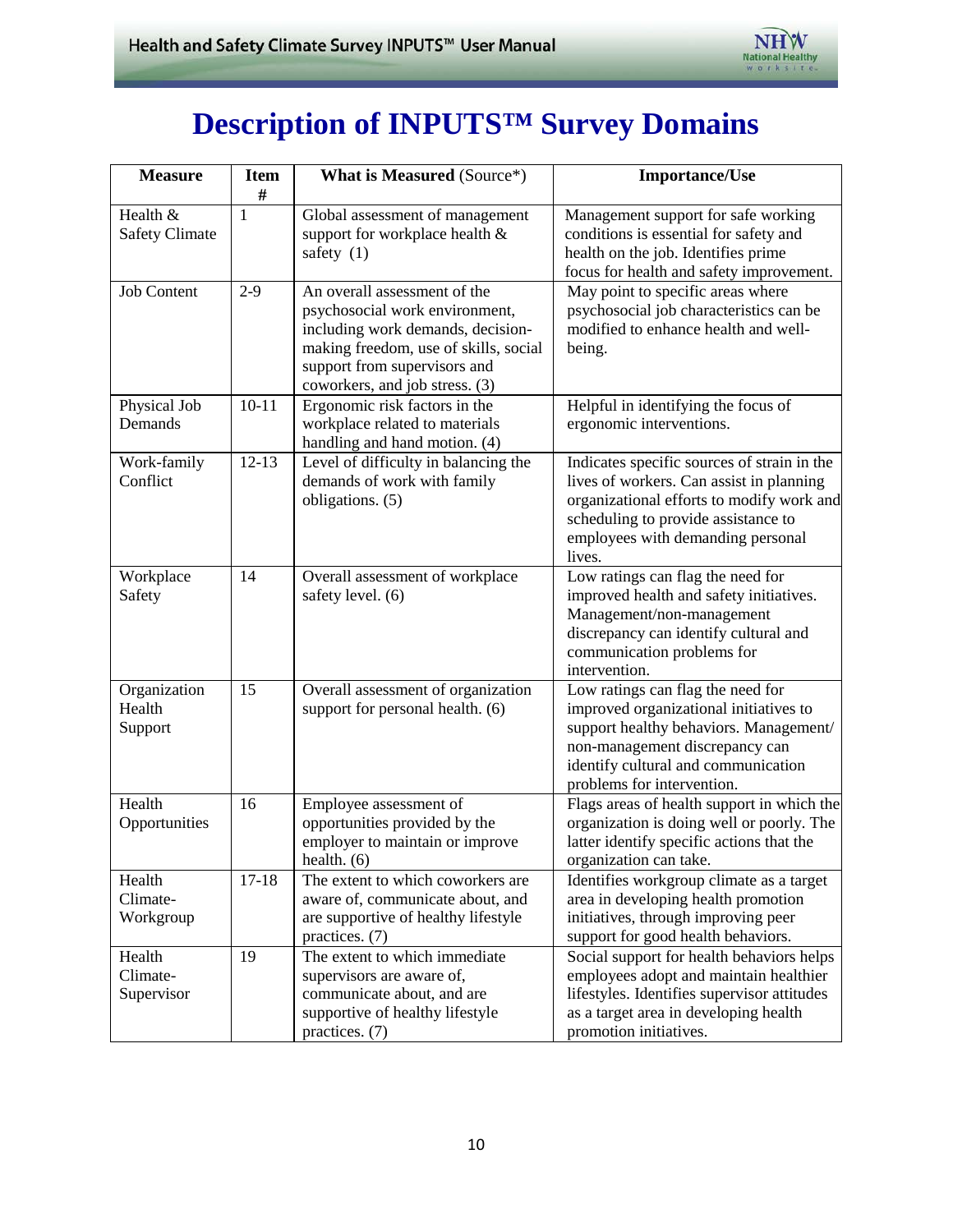# Description of INPUTS™ Survey Domains

| Measure | Item # | **What is Measured** (Source*) | Importance/Use |
|---|---|---|---|
| Health & Safety Climate | 1 | Global assessment of management support for workplace health & safety (1) | Management support for safe working conditions is essential for safety and health on the job. Identifies prime focus for health and safety improvement. |
| Job Content | 2-9 | An overall assessment of the psychosocial work environment, including work demands, decision-making freedom, use of skills, social support from supervisors and coworkers, and job stress. (3) | May point to specific areas where psychosocial job characteristics can be modified to enhance health and well-being. |
| Physical Job Demands | 10-11 | Ergonomic risk factors in the workplace related to materials handling and hand motion. (4) | Helpful in identifying the focus of ergonomic interventions. |
| Work-family Conflict | 12-13 | Level of difficulty in balancing the demands of work with family obligations. (5) | Indicates specific sources of strain in the lives of workers. Can assist in planning organizational efforts to modify work and scheduling to provide assistance to employees with demanding personal lives. |
| Workplace Safety | 14 | Overall assessment of workplace safety level. (6) | Low ratings can flag the need for improved health and safety initiatives. Management/non-management discrepancy can identify cultural and communication problems for intervention. |
| Organization Health Support | 15 | Overall assessment of organization support for personal health. (6) | Low ratings can flag the need for improved organizational initiatives to support healthy behaviors. Management/ non-management discrepancy can identify cultural and communication problems for intervention. |
| Health Opportunities | 16 | Employee assessment of opportunities provided by the employer to maintain or improve health. (6) | Flags areas of health support in which the organization is doing well or poorly. The latter identify specific actions that the organization can take. |
| Health Climate-Workgroup | 17-18 | The extent to which coworkers are aware of, communicate about, and are supportive of healthy lifestyle practices. (7) | Identifies workgroup climate as a target area in developing health promotion initiatives, through improving peer support for good health behaviors. |
| Health Climate-Supervisor | 19 | The extent to which immediate supervisors are aware of, communicate about, and are supportive of healthy lifestyle practices. (7) | Social support for health behaviors helps employees adopt and maintain healthier lifestyles. Identifies supervisor attitudes as a target area in developing health promotion initiatives. |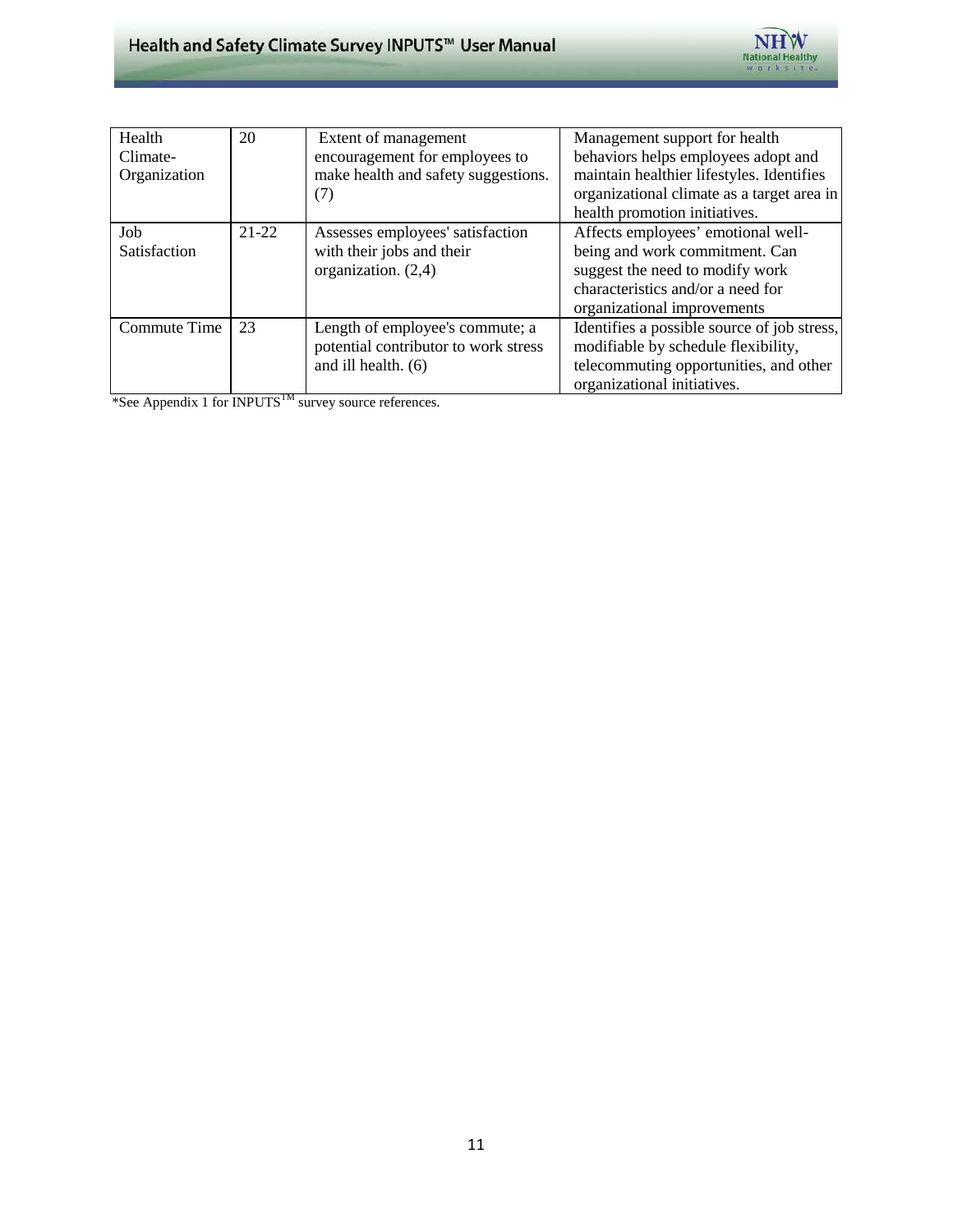| | | | |
|---|---|---|---|
| Health Climate-Organization | 20 | Extent of management encouragement for employees to make health and safety suggestions. (7) | Management support for health behaviors helps employees adopt and maintain healthier lifestyles. Identifies organizational climate as a target area in health promotion initiatives. |
| Job Satisfaction | 21-22 | Assesses employees' satisfaction with their jobs and their organization. (2,4) | Affects employees' emotional well-being and work commitment. Can suggest the need to modify work characteristics and/or a need for organizational improvements |
| Commute Time | 23 | Length of employee's commute; a potential contributor to work stress and ill health. (6) | Identifies a possible source of job stress, modifiable by schedule flexibility, telecommuting opportunities, and other organizational initiatives. |

*See Appendix 1 for INPUTS™ survey source references.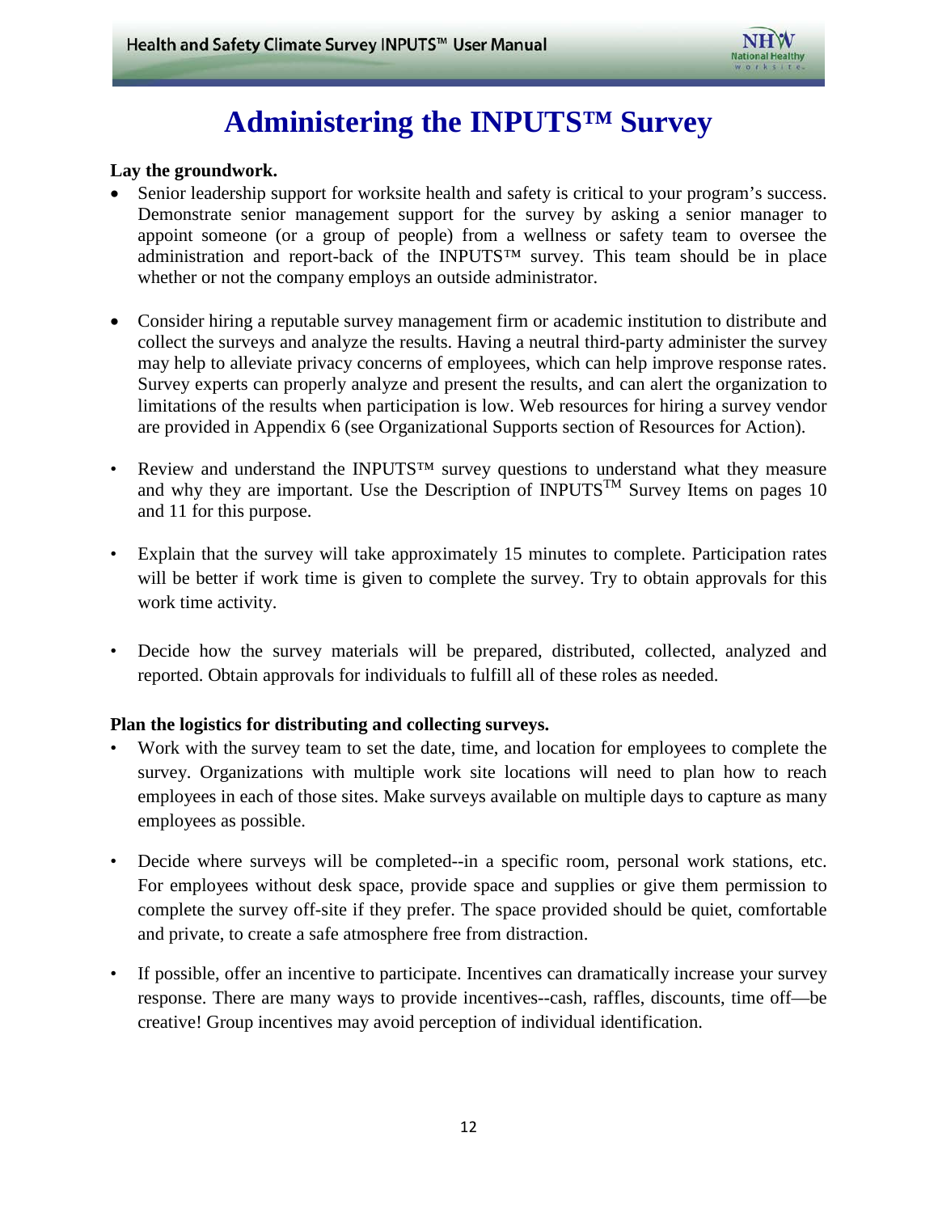# Administering the INPUTS™ Survey

**Lay the groundwork.**

- Senior leadership support for worksite health and safety is critical to your program's success. Demonstrate senior management support for the survey by asking a senior manager to appoint someone (or a group of people) from a wellness or safety team to oversee the administration and report-back of the INPUTS™ survey. This team should be in place whether or not the company employs an outside administrator.

- Consider hiring a reputable survey management firm or academic institution to distribute and collect the surveys and analyze the results. Having a neutral third-party administer the survey may help to alleviate privacy concerns of employees, which can help improve response rates. Survey experts can properly analyze and present the results, and can alert the organization to limitations of the results when participation is low. Web resources for hiring a survey vendor are provided in Appendix 6 (see Organizational Supports section of Resources for Action).

- Review and understand the INPUTS™ survey questions to understand what they measure and why they are important. Use the Description of INPUTS™ Survey Items on pages 10 and 11 for this purpose.

- Explain that the survey will take approximately 15 minutes to complete. Participation rates will be better if work time is given to complete the survey. Try to obtain approvals for this work time activity.

- Decide how the survey materials will be prepared, distributed, collected, analyzed and reported. Obtain approvals for individuals to fulfill all of these roles as needed.

**Plan the logistics for distributing and collecting surveys.**

- Work with the survey team to set the date, time, and location for employees to complete the survey. Organizations with multiple work site locations will need to plan how to reach employees in each of those sites. Make surveys available on multiple days to capture as many employees as possible.

- Decide where surveys will be completed--in a specific room, personal work stations, etc. For employees without desk space, provide space and supplies or give them permission to complete the survey off-site if they prefer. The space provided should be quiet, comfortable and private, to create a safe atmosphere free from distraction.

- If possible, offer an incentive to participate. Incentives can dramatically increase your survey response. There are many ways to provide incentives--cash, raffles, discounts, time off—be creative! Group incentives may avoid perception of individual identification.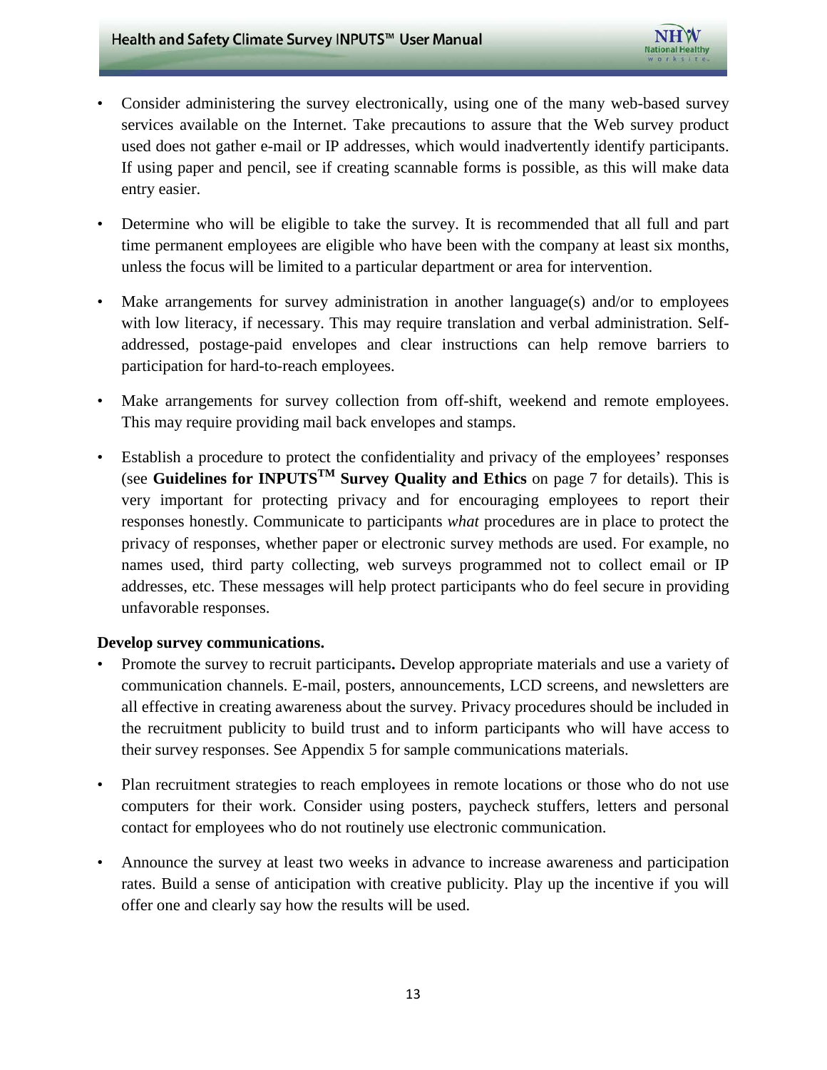- Consider administering the survey electronically, using one of the many web-based survey services available on the Internet. Take precautions to assure that the Web survey product used does not gather e-mail or IP addresses, which would inadvertently identify participants. If using paper and pencil, see if creating scannable forms is possible, as this will make data entry easier.

- Determine who will be eligible to take the survey. It is recommended that all full and part time permanent employees are eligible who have been with the company at least six months, unless the focus will be limited to a particular department or area for intervention.

- Make arrangements for survey administration in another language(s) and/or to employees with low literacy, if necessary. This may require translation and verbal administration. Self-addressed, postage-paid envelopes and clear instructions can help remove barriers to participation for hard-to-reach employees.

- Make arrangements for survey collection from off-shift, weekend and remote employees. This may require providing mail back envelopes and stamps.

- Establish a procedure to protect the confidentiality and privacy of the employees' responses (see **Guidelines for INPUTS™ Survey Quality and Ethics** on page 7 for details). This is very important for protecting privacy and for encouraging employees to report their responses honestly. Communicate to participants *what* procedures are in place to protect the privacy of responses, whether paper or electronic survey methods are used. For example, no names used, third party collecting, web surveys programmed not to collect email or IP addresses, etc. These messages will help protect participants who do feel secure in providing unfavorable responses.

**Develop survey communications.**

- Promote the survey to recruit participants**.** Develop appropriate materials and use a variety of communication channels. E-mail, posters, announcements, LCD screens, and newsletters are all effective in creating awareness about the survey. Privacy procedures should be included in the recruitment publicity to build trust and to inform participants who will have access to their survey responses. See Appendix 5 for sample communications materials.

- Plan recruitment strategies to reach employees in remote locations or those who do not use computers for their work. Consider using posters, paycheck stuffers, letters and personal contact for employees who do not routinely use electronic communication.

- Announce the survey at least two weeks in advance to increase awareness and participation rates. Build a sense of anticipation with creative publicity. Play up the incentive if you will offer one and clearly say how the results will be used.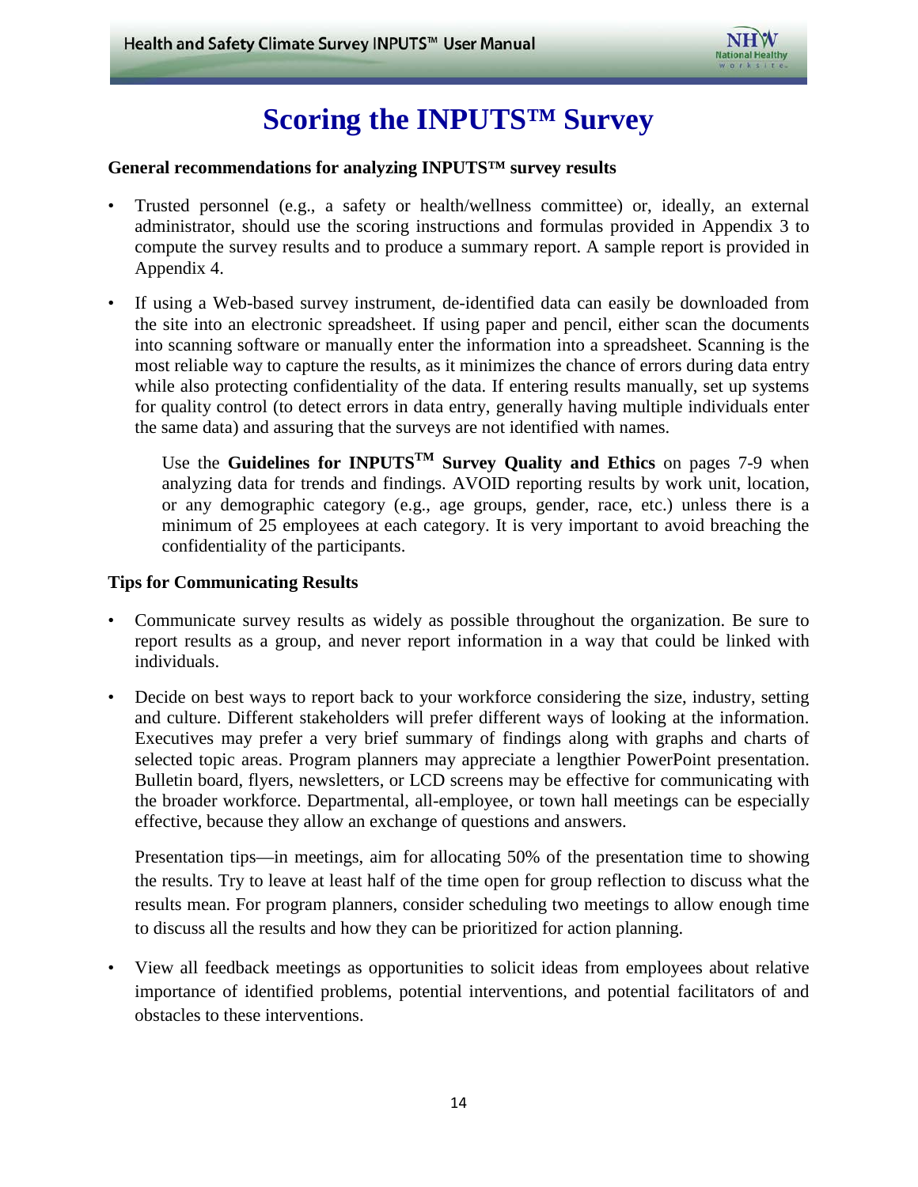# Scoring the INPUTS™ Survey

**General recommendations for analyzing INPUTS™ survey results**

- Trusted personnel (e.g., a safety or health/wellness committee) or, ideally, an external administrator, should use the scoring instructions and formulas provided in Appendix 3 to compute the survey results and to produce a summary report. A sample report is provided in Appendix 4.
- If using a Web-based survey instrument, de-identified data can easily be downloaded from the site into an electronic spreadsheet. If using paper and pencil, either scan the documents into scanning software or manually enter the information into a spreadsheet. Scanning is the most reliable way to capture the results, as it minimizes the chance of errors during data entry while also protecting confidentiality of the data. If entering results manually, set up systems for quality control (to detect errors in data entry, generally having multiple individuals enter the same data) and assuring that the surveys are not identified with names.

  Use the **Guidelines for INPUTS™ Survey Quality and Ethics** on pages 7-9 when analyzing data for trends and findings. AVOID reporting results by work unit, location, or any demographic category (e.g., age groups, gender, race, etc.) unless there is a minimum of 25 employees at each category. It is very important to avoid breaching the confidentiality of the participants.

**Tips for Communicating Results**

- Communicate survey results as widely as possible throughout the organization. Be sure to report results as a group, and never report information in a way that could be linked with individuals.
- Decide on best ways to report back to your workforce considering the size, industry, setting and culture. Different stakeholders will prefer different ways of looking at the information. Executives may prefer a very brief summary of findings along with graphs and charts of selected topic areas. Program planners may appreciate a lengthier PowerPoint presentation. Bulletin board, flyers, newsletters, or LCD screens may be effective for communicating with the broader workforce. Departmental, all-employee, or town hall meetings can be especially effective, because they allow an exchange of questions and answers.

  Presentation tips—in meetings, aim for allocating 50% of the presentation time to showing the results. Try to leave at least half of the time open for group reflection to discuss what the results mean. For program planners, consider scheduling two meetings to allow enough time to discuss all the results and how they can be prioritized for action planning.

- View all feedback meetings as opportunities to solicit ideas from employees about relative importance of identified problems, potential interventions, and potential facilitators of and obstacles to these interventions.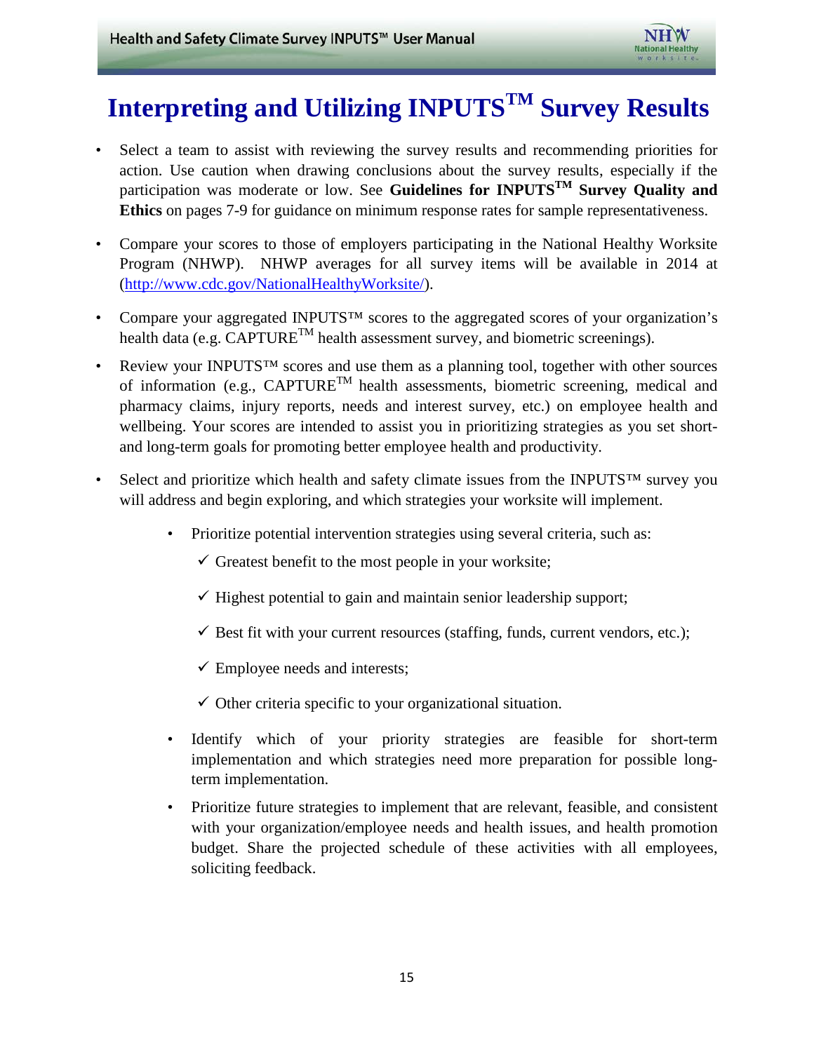# Interpreting and Utilizing INPUTS™ Survey Results

- Select a team to assist with reviewing the survey results and recommending priorities for action. Use caution when drawing conclusions about the survey results, especially if the participation was moderate or low. See **Guidelines for INPUTS™ Survey Quality and Ethics** on pages 7-9 for guidance on minimum response rates for sample representativeness.

- Compare your scores to those of employers participating in the National Healthy Worksite Program (NHWP). NHWP averages for all survey items will be available in 2014 at (http://www.cdc.gov/NationalHealthyWorksite/).

- Compare your aggregated INPUTS™ scores to the aggregated scores of your organization's health data (e.g. CAPTURE™ health assessment survey, and biometric screenings).

- Review your INPUTS™ scores and use them as a planning tool, together with other sources of information (e.g., CAPTURE™ health assessments, biometric screening, medical and pharmacy claims, injury reports, needs and interest survey, etc.) on employee health and wellbeing. Your scores are intended to assist you in prioritizing strategies as you set short- and long-term goals for promoting better employee health and productivity.

- Select and prioritize which health and safety climate issues from the INPUTS™ survey you will address and begin exploring, and which strategies your worksite will implement.
  - Prioritize potential intervention strategies using several criteria, such as:
    - ✓ Greatest benefit to the most people in your worksite;
    - ✓ Highest potential to gain and maintain senior leadership support;
    - ✓ Best fit with your current resources (staffing, funds, current vendors, etc.);
    - ✓ Employee needs and interests;
    - ✓ Other criteria specific to your organizational situation.
  - Identify which of your priority strategies are feasible for short-term implementation and which strategies need more preparation for possible long-term implementation.
  - Prioritize future strategies to implement that are relevant, feasible, and consistent with your organization/employee needs and health issues, and health promotion budget. Share the projected schedule of these activities with all employees, soliciting feedback.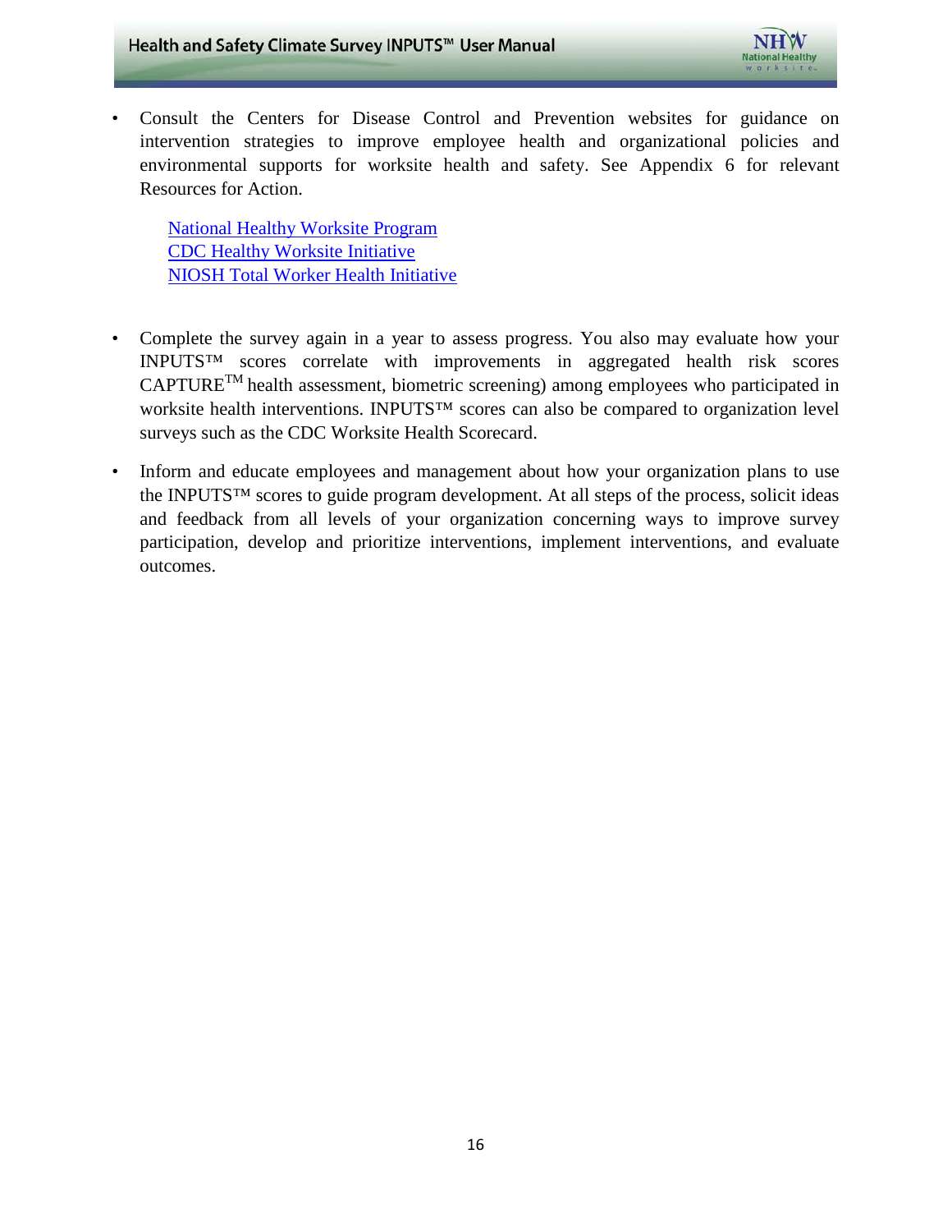- Consult the Centers for Disease Control and Prevention websites for guidance on intervention strategies to improve employee health and organizational policies and environmental supports for worksite health and safety. See Appendix 6 for relevant Resources for Action.

  National Healthy Worksite Program
  CDC Healthy Worksite Initiative
  NIOSH Total Worker Health Initiative

- Complete the survey again in a year to assess progress. You also may evaluate how your INPUTS™ scores correlate with improvements in aggregated health risk scores CAPTURE™ health assessment, biometric screening) among employees who participated in worksite health interventions. INPUTS™ scores can also be compared to organization level surveys such as the CDC Worksite Health Scorecard.

- Inform and educate employees and management about how your organization plans to use the INPUTS™ scores to guide program development. At all steps of the process, solicit ideas and feedback from all levels of your organization concerning ways to improve survey participation, develop and prioritize interventions, implement interventions, and evaluate outcomes.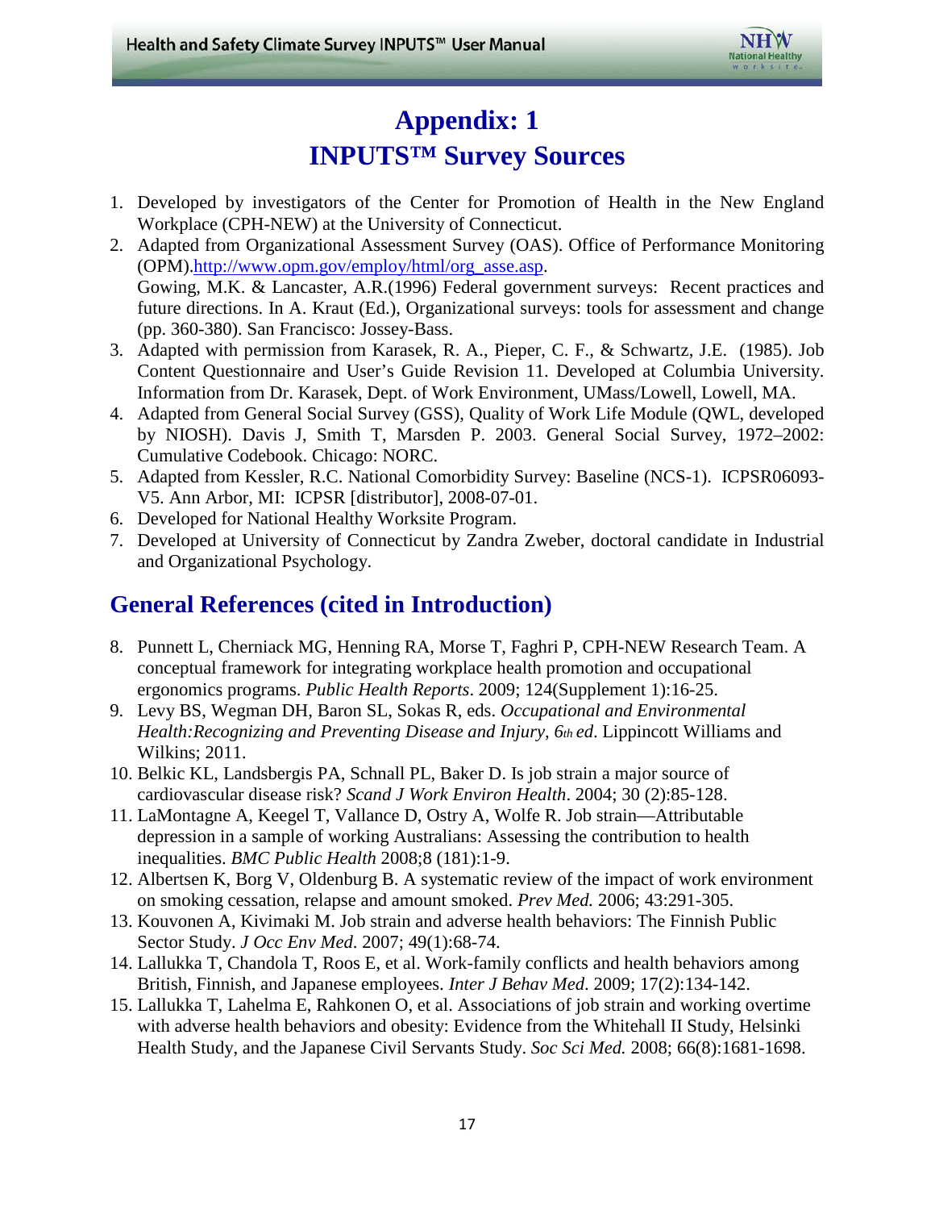# Appendix: 1
# INPUTS™ Survey Sources

1. Developed by investigators of the Center for Promotion of Health in the New England Workplace (CPH-NEW) at the University of Connecticut.
2. Adapted from Organizational Assessment Survey (OAS). Office of Performance Monitoring (OPM).[http://www.opm.gov/employ/html/org_asse.asp](http://www.opm.gov/employ/html/org_asse.asp).
   Gowing, M.K. & Lancaster, A.R.(1996) Federal government surveys: Recent practices and future directions. In A. Kraut (Ed.), Organizational surveys: tools for assessment and change (pp. 360-380). San Francisco: Jossey-Bass.
3. Adapted with permission from Karasek, R. A., Pieper, C. F., & Schwartz, J.E. (1985). Job Content Questionnaire and User's Guide Revision 11. Developed at Columbia University. Information from Dr. Karasek, Dept. of Work Environment, UMass/Lowell, Lowell, MA.
4. Adapted from General Social Survey (GSS), Quality of Work Life Module (QWL, developed by NIOSH). Davis J, Smith T, Marsden P. 2003. General Social Survey, 1972–2002: Cumulative Codebook. Chicago: NORC.
5. Adapted from Kessler, R.C. National Comorbidity Survey: Baseline (NCS-1). ICPSR06093-V5. Ann Arbor, MI: ICPSR [distributor], 2008-07-01.
6. Developed for National Healthy Worksite Program.
7. Developed at University of Connecticut by Zandra Zweber, doctoral candidate in Industrial and Organizational Psychology.

## General References (cited in Introduction)

8. Punnett L, Cherniack MG, Henning RA, Morse T, Faghri P, CPH-NEW Research Team. A conceptual framework for integrating workplace health promotion and occupational ergonomics programs. *Public Health Reports*. 2009; 124(Supplement 1):16-25.
9. Levy BS, Wegman DH, Baron SL, Sokas R, eds. *Occupational and Environmental Health:Recognizing and Preventing Disease and Injury, 6th ed*. Lippincott Williams and Wilkins; 2011.
10. Belkic KL, Landsbergis PA, Schnall PL, Baker D. Is job strain a major source of cardiovascular disease risk? *Scand J Work Environ Health*. 2004; 30 (2):85-128.
11. LaMontagne A, Keegel T, Vallance D, Ostry A, Wolfe R. Job strain—Attributable depression in a sample of working Australians: Assessing the contribution to health inequalities. *BMC Public Health* 2008;8 (181):1-9.
12. Albertsen K, Borg V, Oldenburg B. A systematic review of the impact of work environment on smoking cessation, relapse and amount smoked. *Prev Med.* 2006; 43:291-305.
13. Kouvonen A, Kivimaki M. Job strain and adverse health behaviors: The Finnish Public Sector Study. *J Occ Env Med.* 2007; 49(1):68-74.
14. Lallukka T, Chandola T, Roos E, et al. Work-family conflicts and health behaviors among British, Finnish, and Japanese employees. *Inter J Behav Med.* 2009; 17(2):134-142.
15. Lallukka T, Lahelma E, Rahkonen O, et al. Associations of job strain and working overtime with adverse health behaviors and obesity: Evidence from the Whitehall II Study, Helsinki Health Study, and the Japanese Civil Servants Study. *Soc Sci Med.* 2008; 66(8):1681-1698.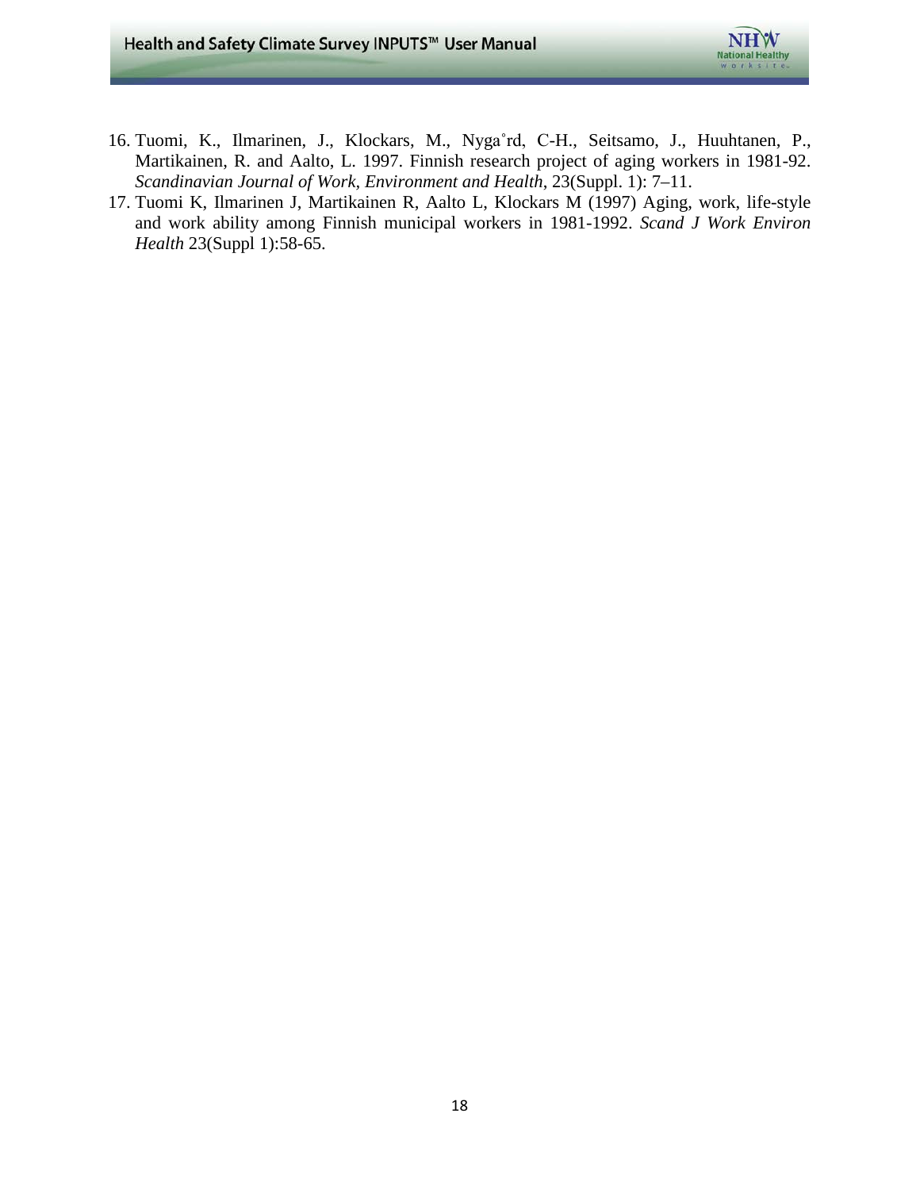16. Tuomi, K., Ilmarinen, J., Klockars, M., Nyga˚rd, C-H., Seitsamo, J., Huuhtanen, P., Martikainen, R. and Aalto, L. 1997. Finnish research project of aging workers in 1981-92. *Scandinavian Journal of Work, Environment and Health*, 23(Suppl. 1): 7–11.
17. Tuomi K, Ilmarinen J, Martikainen R, Aalto L, Klockars M (1997) Aging, work, life-style and work ability among Finnish municipal workers in 1981-1992. *Scand J Work Environ Health* 23(Suppl 1):58-65.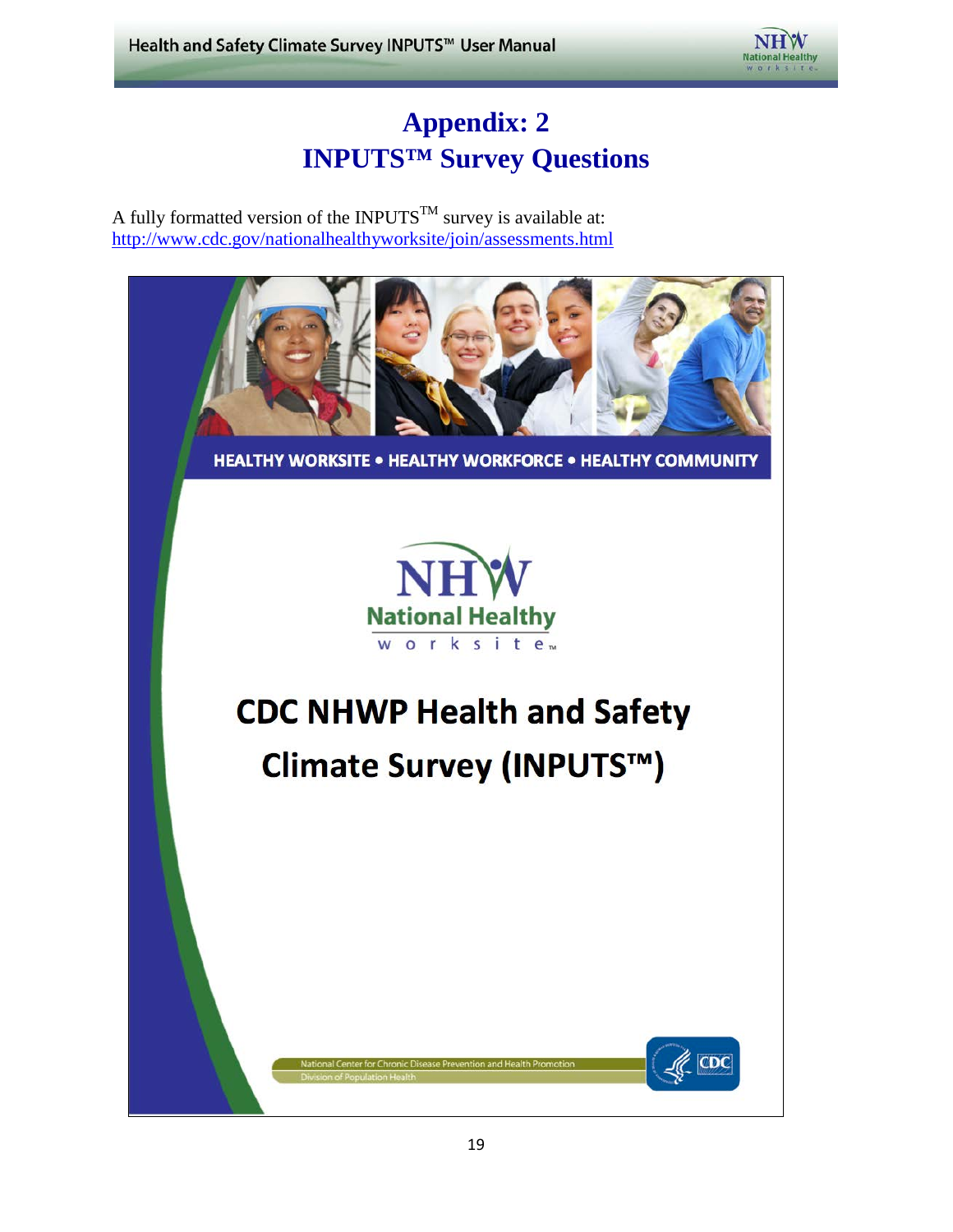# Appendix: 2
# INPUTS™ Survey Questions

A fully formatted version of the INPUTS™ survey is available at:
http://www.cdc.gov/nationalhealthyworksite/join/assessments.html

HEALTHY WORKSITE • HEALTHY WORKFORCE • HEALTHY COMMUNITY

NHW National Healthy worksite™

## CDC NHWP Health and Safety Climate Survey (INPUTS™)

National Center for Chronic Disease Prevention and Health Promotion
Division of Population Health

CDC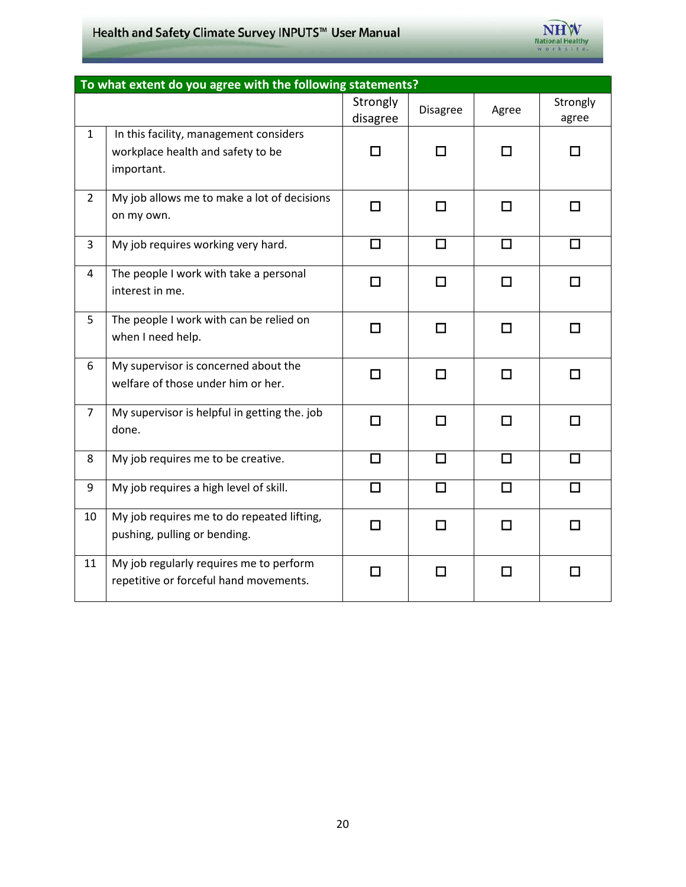| To what extent do you agree with the following statements? | | | | | |
|---|---|---|---|---|---|
| | | Strongly disagree | Disagree | Agree | Strongly agree |
| 1 | In this facility, management considers workplace health and safety to be important. | ☐ | ☐ | ☐ | ☐ |
| 2 | My job allows me to make a lot of decisions on my own. | ☐ | ☐ | ☐ | ☐ |
| 3 | My job requires working very hard. | ☐ | ☐ | ☐ | ☐ |
| 4 | The people I work with take a personal interest in me. | ☐ | ☐ | ☐ | ☐ |
| 5 | The people I work with can be relied on when I need help. | ☐ | ☐ | ☐ | ☐ |
| 6 | My supervisor is concerned about the welfare of those under him or her. | ☐ | ☐ | ☐ | ☐ |
| 7 | My supervisor is helpful in getting the. job done. | ☐ | ☐ | ☐ | ☐ |
| 8 | My job requires me to be creative. | ☐ | ☐ | ☐ | ☐ |
| 9 | My job requires a high level of skill. | ☐ | ☐ | ☐ | ☐ |
| 10 | My job requires me to do repeated lifting, pushing, pulling or bending. | ☐ | ☐ | ☐ | ☐ |
| 11 | My job regularly requires me to perform repetitive or forceful hand movements. | ☐ | ☐ | ☐ | ☐ |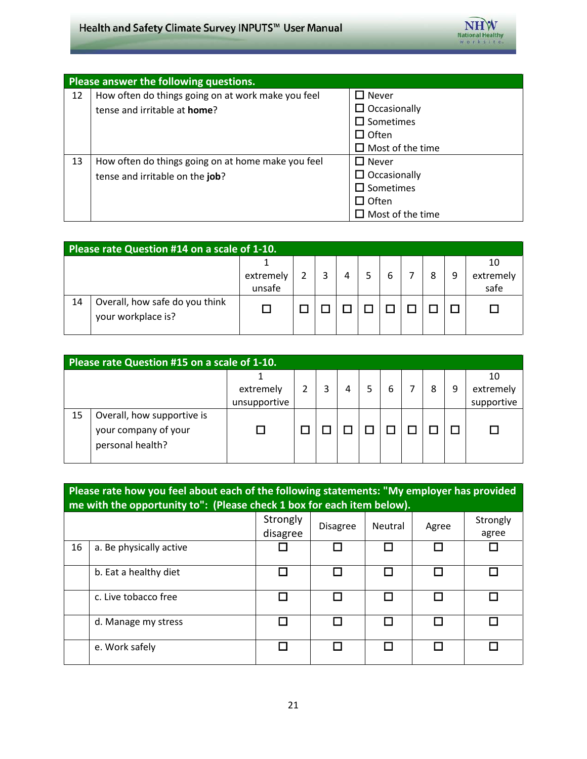| Please answer the following questions. | | |
|---|---|---|
| 12 | How often do things going on at work make you feel tense and irritable at **home**? | ☐ Never<br>☐ Occasionally<br>☐ Sometimes<br>☐ Often<br>☐ Most of the time |
| 13 | How often do things going on at home make you feel tense and irritable on the **job**? | ☐ Never<br>☐ Occasionally<br>☐ Sometimes<br>☐ Often<br>☐ Most of the time |

| Please rate Question #14 on a scale of 1-10. | | | | | | | | | | | |
|---|---|---|---|---|---|---|---|---|---|---|---|
| | | 1 extremely unsafe | 2 | 3 | 4 | 5 | 6 | 7 | 8 | 9 | 10 extremely safe |
| 14 | Overall, how safe do you think your workplace is? | ☐ | ☐ | ☐ | ☐ | ☐ | ☐ | ☐ | ☐ | ☐ | ☐ |

| Please rate Question #15 on a scale of 1-10. | | | | | | | | | | | |
|---|---|---|---|---|---|---|---|---|---|---|---|
| | | 1 extremely unsupportive | 2 | 3 | 4 | 5 | 6 | 7 | 8 | 9 | 10 extremely supportive |
| 15 | Overall, how supportive is your company of your personal health? | ☐ | ☐ | ☐ | ☐ | ☐ | ☐ | ☐ | ☐ | ☐ | ☐ |

| Please rate how you feel about each of the following statements: "My employer has provided me with the opportunity to": (Please check 1 box for each item below). | | | | | | |
|---|---|---|---|---|---|---|
| | | Strongly disagree | Disagree | Neutral | Agree | Strongly agree |
| 16 | a. Be physically active | ☐ | ☐ | ☐ | ☐ | ☐ |
| | b. Eat a healthy diet | ☐ | ☐ | ☐ | ☐ | ☐ |
| | c. Live tobacco free | ☐ | ☐ | ☐ | ☐ | ☐ |
| | d. Manage my stress | ☐ | ☐ | ☐ | ☐ | ☐ |
| | e. Work safely | ☐ | ☐ | ☐ | ☐ | ☐ |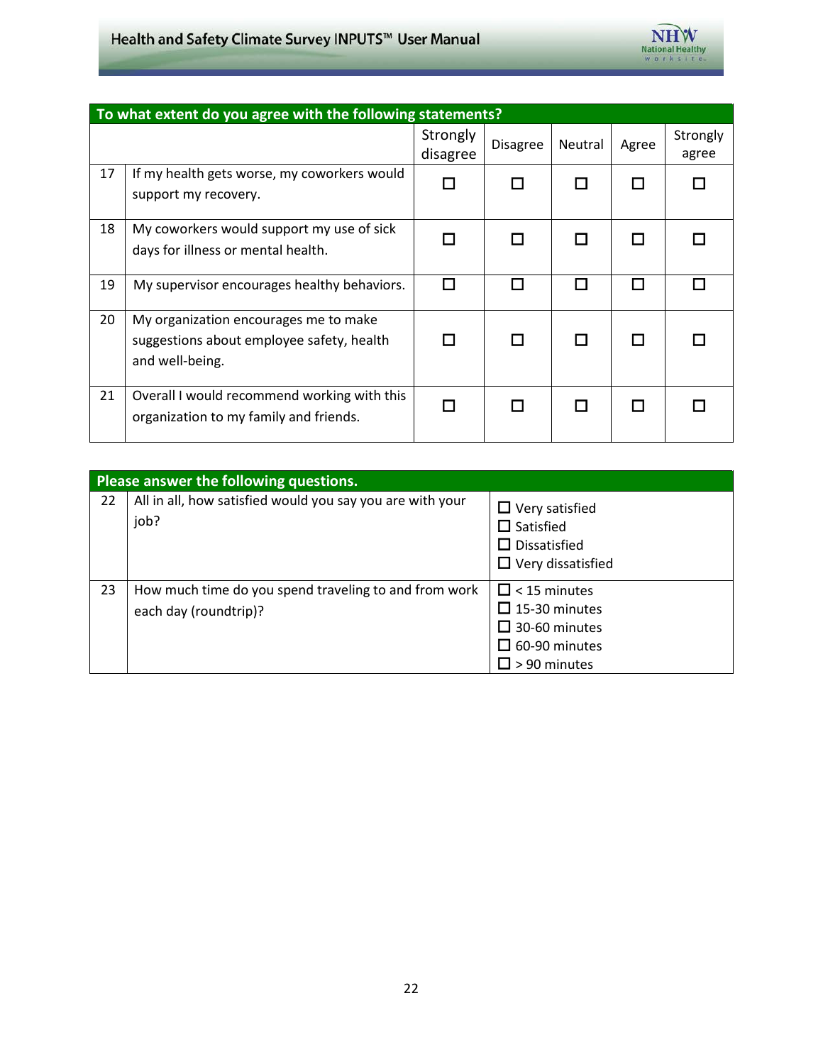| | To what extent do you agree with the following statements? | Strongly disagree | Disagree | Neutral | Agree | Strongly agree |
|---|---|---|---|---|---|---|
| 17 | If my health gets worse, my coworkers would support my recovery. | ☐ | ☐ | ☐ | ☐ | ☐ |
| 18 | My coworkers would support my use of sick days for illness or mental health. | ☐ | ☐ | ☐ | ☐ | ☐ |
| 19 | My supervisor encourages healthy behaviors. | ☐ | ☐ | ☐ | ☐ | ☐ |
| 20 | My organization encourages me to make suggestions about employee safety, health and well-being. | ☐ | ☐ | ☐ | ☐ | ☐ |
| 21 | Overall I would recommend working with this organization to my family and friends. | ☐ | ☐ | ☐ | ☐ | ☐ |

| | Please answer the following questions. | |
|---|---|---|
| 22 | All in all, how satisfied would you say you are with your job? | ☐ Very satisfied<br>☐ Satisfied<br>☐ Dissatisfied<br>☐ Very dissatisfied |
| 23 | How much time do you spend traveling to and from work each day (roundtrip)? | ☐ < 15 minutes<br>☐ 15-30 minutes<br>☐ 30-60 minutes<br>☐ 60-90 minutes<br>☐ > 90 minutes |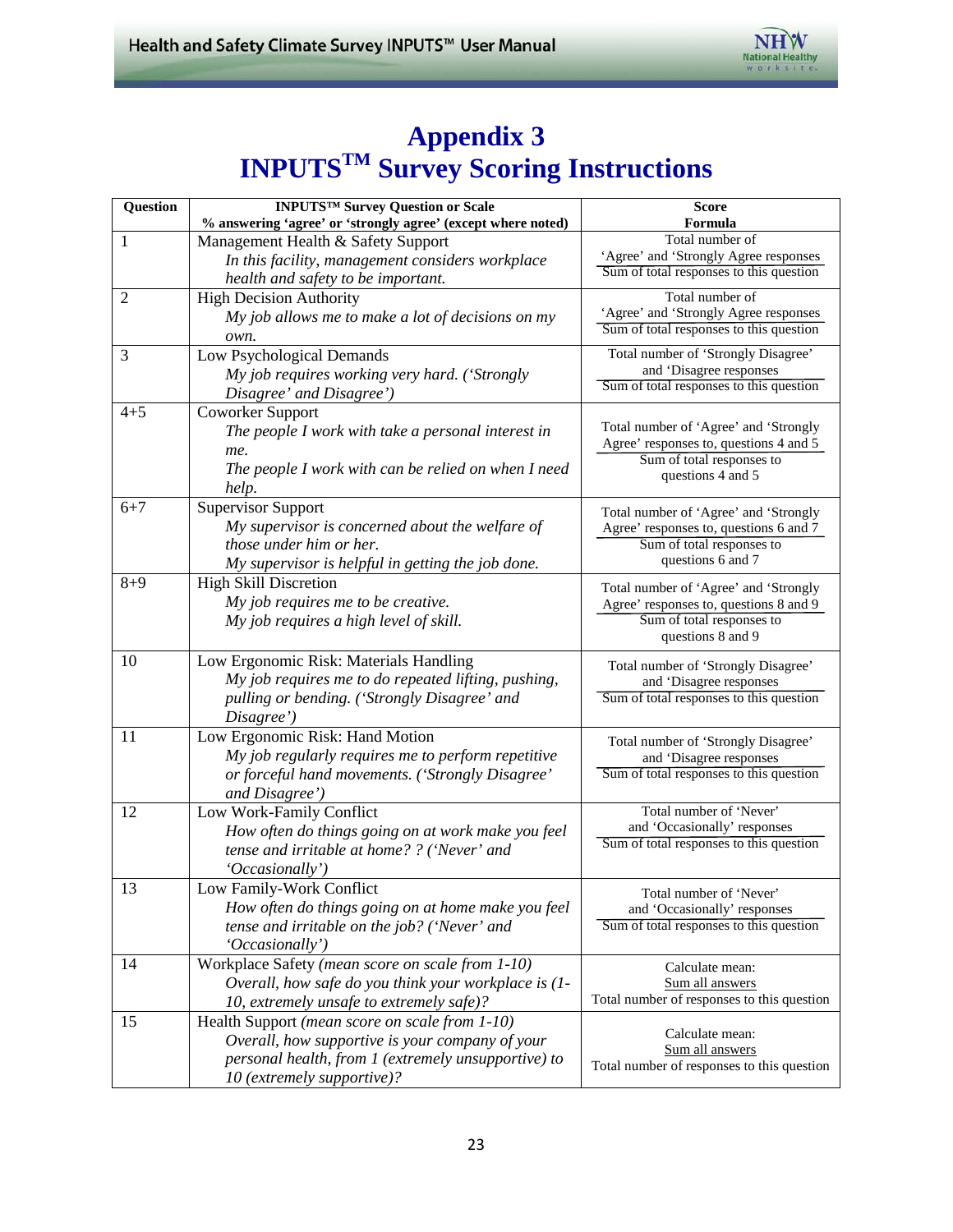# Appendix 3
# INPUTS™ Survey Scoring Instructions

| Question | INPUTS™ Survey Question or Scale<br>% answering 'agree' or 'strongly agree' (except where noted) | Score<br>Formula |
|---|---|---|
| 1 | Management Health & Safety Support<br>*In this facility, management considers workplace health and safety to be important.* | Total number of 'Agree' and 'Strongly Agree responses / Sum of total responses to this question |
| 2 | High Decision Authority<br>*My job allows me to make a lot of decisions on my own.* | Total number of 'Agree' and 'Strongly Agree responses / Sum of total responses to this question |
| 3 | Low Psychological Demands<br>*My job requires working very hard. ('Strongly Disagree' and Disagree')* | Total number of 'Strongly Disagree' and 'Disagree responses / Sum of total responses to this question |
| 4+5 | Coworker Support<br>*The people I work with take a personal interest in me.*<br>*The people I work with can be relied on when I need help.* | Total number of 'Agree' and 'Strongly Agree' responses to, questions 4 and 5 / Sum of total responses to questions 4 and 5 |
| 6+7 | Supervisor Support<br>*My supervisor is concerned about the welfare of those under him or her.*<br>*My supervisor is helpful in getting the job done.* | Total number of 'Agree' and 'Strongly Agree' responses to, questions 6 and 7 / Sum of total responses to questions 6 and 7 |
| 8+9 | High Skill Discretion<br>*My job requires me to be creative.*<br>*My job requires a high level of skill.* | Total number of 'Agree' and 'Strongly Agree' responses to, questions 8 and 9 / Sum of total responses to questions 8 and 9 |
| 10 | Low Ergonomic Risk: Materials Handling<br>*My job requires me to do repeated lifting, pushing, pulling or bending. ('Strongly Disagree' and Disagree')* | Total number of 'Strongly Disagree' and 'Disagree responses / Sum of total responses to this question |
| 11 | Low Ergonomic Risk: Hand Motion<br>*My job regularly requires me to perform repetitive or forceful hand movements. ('Strongly Disagree' and Disagree')* | Total number of 'Strongly Disagree' and 'Disagree responses / Sum of total responses to this question |
| 12 | Low Work-Family Conflict<br>*How often do things going on at work make you feel tense and irritable at home? ? ('Never' and 'Occasionally')* | Total number of 'Never' and 'Occasionally' responses / Sum of total responses to this question |
| 13 | Low Family-Work Conflict<br>*How often do things going on at home make you feel tense and irritable on the job? ('Never' and 'Occasionally')* | Total number of 'Never' and 'Occasionally' responses / Sum of total responses to this question |
| 14 | Workplace Safety *(mean score on scale from 1-10)*<br>*Overall, how safe do you think your workplace is (1-10, extremely unsafe to extremely safe)?* | Calculate mean: Sum all answers / Total number of responses to this question |
| 15 | Health Support *(mean score on scale from 1-10)*<br>*Overall, how supportive is your company of your personal health, from 1 (extremely unsupportive) to 10 (extremely supportive)?* | Calculate mean: Sum all answers / Total number of responses to this question |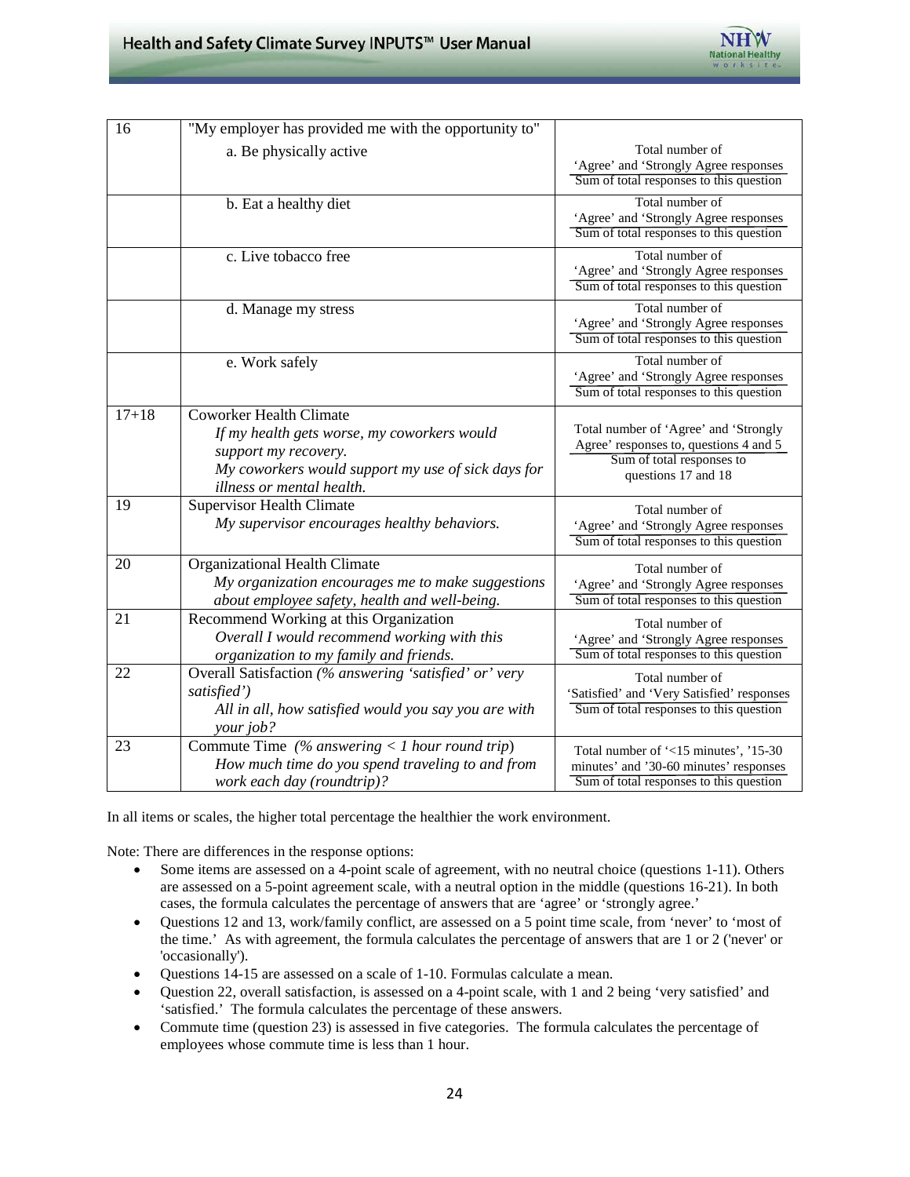| | | |
|---|---|---|
| 16 | "My employer has provided me with the opportunity to"<br>a. Be physically active | Total number of 'Agree' and 'Strongly Agree responses / Sum of total responses to this question |
| | b. Eat a healthy diet | Total number of 'Agree' and 'Strongly Agree responses / Sum of total responses to this question |
| | c. Live tobacco free | Total number of 'Agree' and 'Strongly Agree responses / Sum of total responses to this question |
| | d. Manage my stress | Total number of 'Agree' and 'Strongly Agree responses / Sum of total responses to this question |
| | e. Work safely | Total number of 'Agree' and 'Strongly Agree responses / Sum of total responses to this question |
| 17+18 | Coworker Health Climate<br>*If my health gets worse, my coworkers would support my recovery.*<br>*My coworkers would support my use of sick days for illness or mental health.* | Total number of 'Agree' and 'Strongly Agree' responses to, questions 4 and 5 / Sum of total responses to questions 17 and 18 |
| 19 | Supervisor Health Climate<br>*My supervisor encourages healthy behaviors.* | Total number of 'Agree' and 'Strongly Agree responses / Sum of total responses to this question |
| 20 | Organizational Health Climate<br>*My organization encourages me to make suggestions about employee safety, health and well-being.* | Total number of 'Agree' and 'Strongly Agree responses / Sum of total responses to this question |
| 21 | Recommend Working at this Organization<br>*Overall I would recommend working with this organization to my family and friends.* | Total number of 'Agree' and 'Strongly Agree responses / Sum of total responses to this question |
| 22 | Overall Satisfaction *(% answering 'satisfied' or' very satisfied')*<br>*All in all, how satisfied would you say you are with your job?* | Total number of 'Satisfied' and 'Very Satisfied' responses / Sum of total responses to this question |
| 23 | Commute Time *(% answering < 1 hour round trip)*<br>*How much time do you spend traveling to and from work each day (roundtrip)?* | Total number of '<15 minutes', '15-30 minutes' and '30-60 minutes' responses / Sum of total responses to this question |

In all items or scales, the higher total percentage the healthier the work environment.

Note: There are differences in the response options:

- Some items are assessed on a 4-point scale of agreement, with no neutral choice (questions 1-11). Others are assessed on a 5-point agreement scale, with a neutral option in the middle (questions 16-21). In both cases, the formula calculates the percentage of answers that are 'agree' or 'strongly agree.'
- Questions 12 and 13, work/family conflict, are assessed on a 5 point time scale, from 'never' to 'most of the time.' As with agreement, the formula calculates the percentage of answers that are 1 or 2 ('never' or 'occasionally').
- Questions 14-15 are assessed on a scale of 1-10. Formulas calculate a mean.
- Question 22, overall satisfaction, is assessed on a 4-point scale, with 1 and 2 being 'very satisfied' and 'satisfied.' The formula calculates the percentage of these answers.
- Commute time (question 23) is assessed in five categories. The formula calculates the percentage of employees whose commute time is less than 1 hour.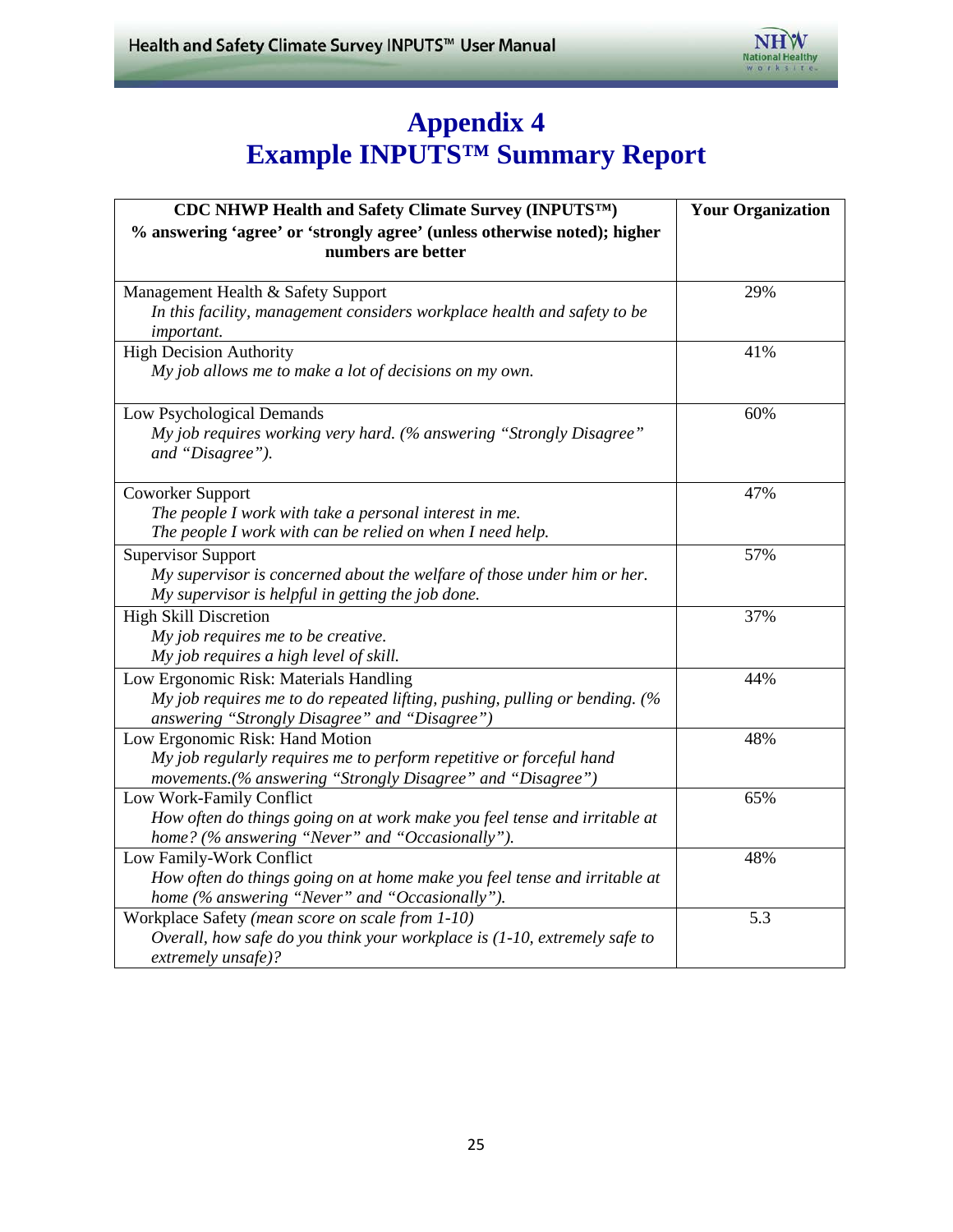# Appendix 4
# Example INPUTS™ Summary Report

| CDC NHWP Health and Safety Climate Survey (INPUTS™)<br>% answering 'agree' or 'strongly agree' (unless otherwise noted); higher numbers are better | Your Organization |
|---|---|
| Management Health & Safety Support<br>*In this facility, management considers workplace health and safety to be important.* | 29% |
| High Decision Authority<br>*My job allows me to make a lot of decisions on my own.* | 41% |
| Low Psychological Demands<br>*My job requires working very hard. (% answering "Strongly Disagree" and "Disagree").* | 60% |
| Coworker Support<br>*The people I work with take a personal interest in me.*<br>*The people I work with can be relied on when I need help.* | 47% |
| Supervisor Support<br>*My supervisor is concerned about the welfare of those under him or her.*<br>*My supervisor is helpful in getting the job done.* | 57% |
| High Skill Discretion<br>*My job requires me to be creative.*<br>*My job requires a high level of skill.* | 37% |
| Low Ergonomic Risk: Materials Handling<br>*My job requires me to do repeated lifting, pushing, pulling or bending. (% answering "Strongly Disagree" and "Disagree")* | 44% |
| Low Ergonomic Risk: Hand Motion<br>*My job regularly requires me to perform repetitive or forceful hand movements.(% answering "Strongly Disagree" and "Disagree")* | 48% |
| Low Work-Family Conflict<br>*How often do things going on at work make you feel tense and irritable at home? (% answering "Never" and "Occasionally").* | 65% |
| Low Family-Work Conflict<br>*How often do things going on at home make you feel tense and irritable at home (% answering "Never" and "Occasionally").* | 48% |
| Workplace Safety *(mean score on scale from 1-10)*<br>*Overall, how safe do you think your workplace is (1-10, extremely safe to extremely unsafe)?* | 5.3 |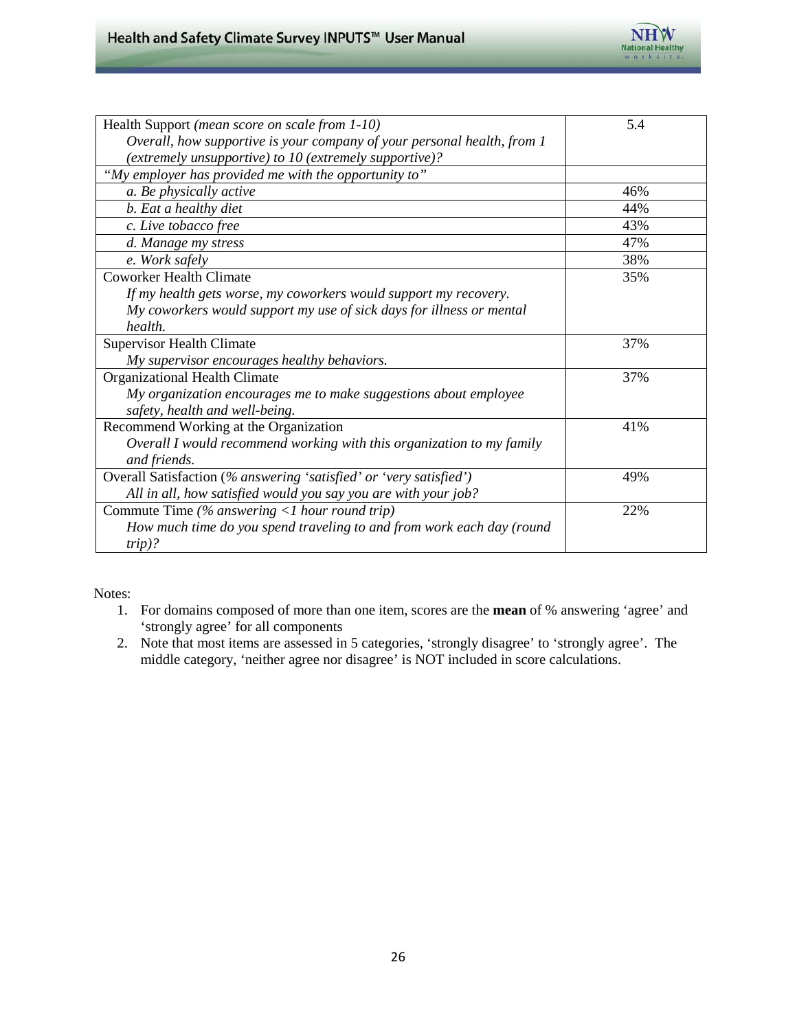| | |
|---|---|
| Health Support *(mean score on scale from 1-10)*<br>*Overall, how supportive is your company of your personal health, from 1 (extremely unsupportive) to 10 (extremely supportive)?* | 5.4 |
| *"My employer has provided me with the opportunity to"* | |
| *a. Be physically active* | 46% |
| *b. Eat a healthy diet* | 44% |
| *c. Live tobacco free* | 43% |
| *d. Manage my stress* | 47% |
| *e. Work safely* | 38% |
| Coworker Health Climate<br>*If my health gets worse, my coworkers would support my recovery.*<br>*My coworkers would support my use of sick days for illness or mental health.* | 35% |
| Supervisor Health Climate<br>*My supervisor encourages healthy behaviors.* | 37% |
| Organizational Health Climate<br>*My organization encourages me to make suggestions about employee safety, health and well-being.* | 37% |
| Recommend Working at the Organization<br>*Overall I would recommend working with this organization to my family and friends.* | 41% |
| Overall Satisfaction (*% answering 'satisfied' or 'very satisfied'*)<br>*All in all, how satisfied would you say you are with your job?* | 49% |
| Commute Time *(% answering <1 hour round trip)*<br>*How much time do you spend traveling to and from work each day (round trip)?* | 22% |

Notes:

1. For domains composed of more than one item, scores are the **mean** of % answering 'agree' and 'strongly agree' for all components
2. Note that most items are assessed in 5 categories, 'strongly disagree' to 'strongly agree'. The middle category, 'neither agree nor disagree' is NOT included in score calculations.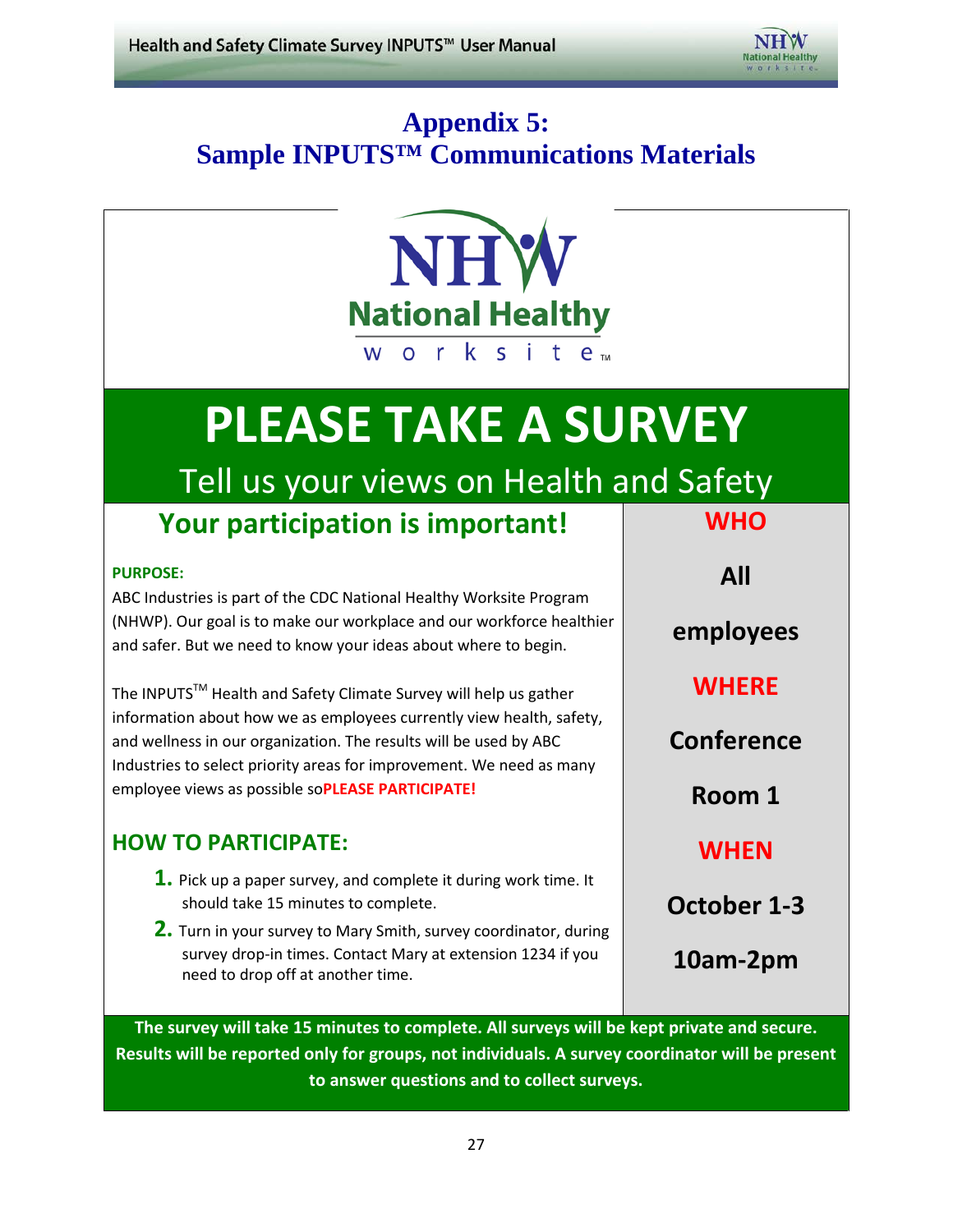# Appendix 5:
# Sample INPUTS™ Communications Materials

NHW National Healthy worksite™

# PLEASE TAKE A SURVEY

## Tell us your views on Health and Safety

## Your participation is important!

**PURPOSE:**

ABC Industries is part of the CDC National Healthy Worksite Program (NHWP). Our goal is to make our workplace and our workforce healthier and safer. But we need to know your ideas about where to begin.

The INPUTS™ Health and Safety Climate Survey will help us gather information about how we as employees currently view health, safety, and wellness in our organization. The results will be used by ABC Industries to select priority areas for improvement. We need as many employee views as possible so**PLEASE PARTICIPATE!**

### HOW TO PARTICIPATE:

1. Pick up a paper survey, and complete it during work time. It should take 15 minutes to complete.
2. Turn in your survey to Mary Smith, survey coordinator, during survey drop-in times. Contact Mary at extension 1234 if you need to drop off at another time.

**WHO**

**All employees**

**WHERE**

**Conference Room 1**

**WHEN**

**October 1-3**

**10am-2pm**

**The survey will take 15 minutes to complete. All surveys will be kept private and secure. Results will be reported only for groups, not individuals. A survey coordinator will be present to answer questions and to collect surveys.**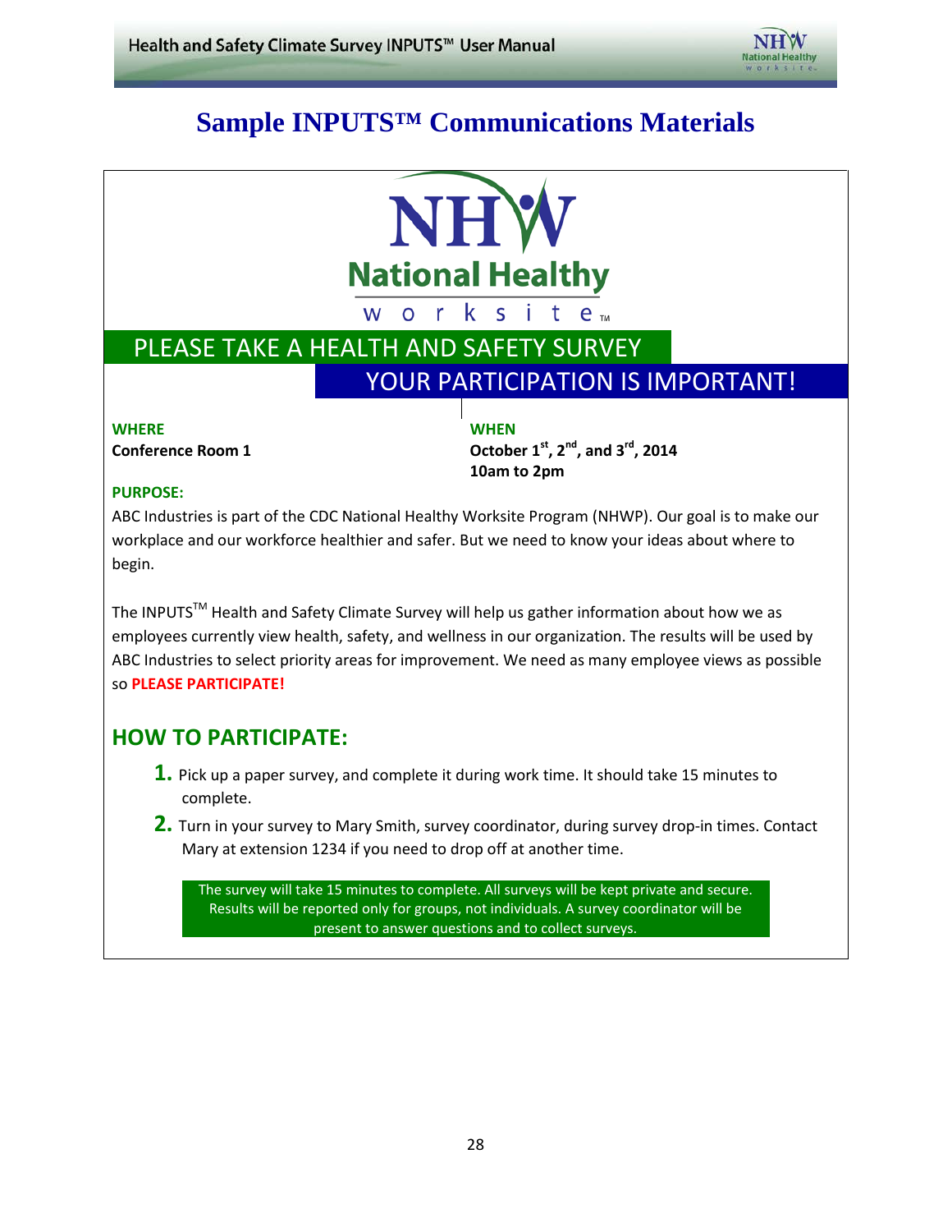# Sample INPUTS™ Communications Materials

NHW National Healthy worksite™

## PLEASE TAKE A HEALTH AND SAFETY SURVEY

## YOUR PARTICIPATION IS IMPORTANT!

**WHERE**

**Conference Room 1**

**WHEN**

**October 1st, 2nd, and 3rd, 2014**
**10am to 2pm**

**PURPOSE:**

ABC Industries is part of the CDC National Healthy Worksite Program (NHWP). Our goal is to make our workplace and our workforce healthier and safer. But we need to know your ideas about where to begin.

The INPUTS™ Health and Safety Climate Survey will help us gather information about how we as employees currently view health, safety, and wellness in our organization. The results will be used by ABC Industries to select priority areas for improvement. We need as many employee views as possible so **PLEASE PARTICIPATE!**

## HOW TO PARTICIPATE:

1. Pick up a paper survey, and complete it during work time. It should take 15 minutes to complete.
2. Turn in your survey to Mary Smith, survey coordinator, during survey drop-in times. Contact Mary at extension 1234 if you need to drop off at another time.

The survey will take 15 minutes to complete. All surveys will be kept private and secure. Results will be reported only for groups, not individuals. A survey coordinator will be present to answer questions and to collect surveys.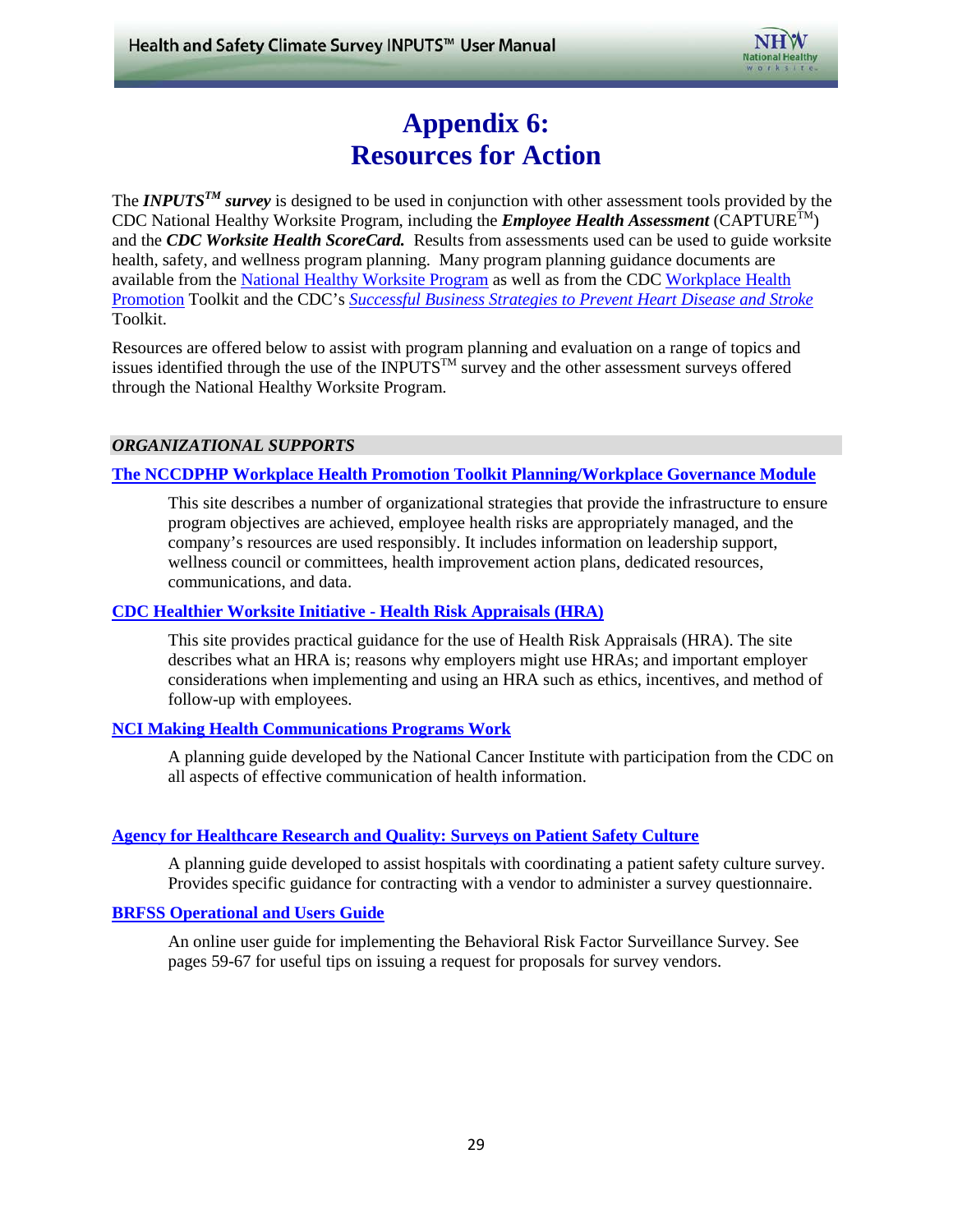# Appendix 6: Resources for Action

The ***INPUTS™ survey*** is designed to be used in conjunction with other assessment tools provided by the CDC National Healthy Worksite Program, including the ***Employee Health Assessment*** (CAPTURE™) and the ***CDC Worksite Health ScoreCard.*** Results from assessments used can be used to guide worksite health, safety, and wellness program planning. Many program planning guidance documents are available from the National Healthy Worksite Program as well as from the CDC Workplace Health Promotion Toolkit and the CDC's *Successful Business Strategies to Prevent Heart Disease and Stroke* Toolkit.

Resources are offered below to assist with program planning and evaluation on a range of topics and issues identified through the use of the INPUTS™ survey and the other assessment surveys offered through the National Healthy Worksite Program.

## *ORGANIZATIONAL SUPPORTS*

**The NCCDPHP Workplace Health Promotion Toolkit Planning/Workplace Governance Module**

This site describes a number of organizational strategies that provide the infrastructure to ensure program objectives are achieved, employee health risks are appropriately managed, and the company's resources are used responsibly. It includes information on leadership support, wellness council or committees, health improvement action plans, dedicated resources, communications, and data.

**CDC Healthier Worksite Initiative - Health Risk Appraisals (HRA)**

This site provides practical guidance for the use of Health Risk Appraisals (HRA). The site describes what an HRA is; reasons why employers might use HRAs; and important employer considerations when implementing and using an HRA such as ethics, incentives, and method of follow-up with employees.

**NCI Making Health Communications Programs Work**

A planning guide developed by the National Cancer Institute with participation from the CDC on all aspects of effective communication of health information.

**Agency for Healthcare Research and Quality: Surveys on Patient Safety Culture**

A planning guide developed to assist hospitals with coordinating a patient safety culture survey. Provides specific guidance for contracting with a vendor to administer a survey questionnaire.

**BRFSS Operational and Users Guide**

An online user guide for implementing the Behavioral Risk Factor Surveillance Survey. See pages 59-67 for useful tips on issuing a request for proposals for survey vendors.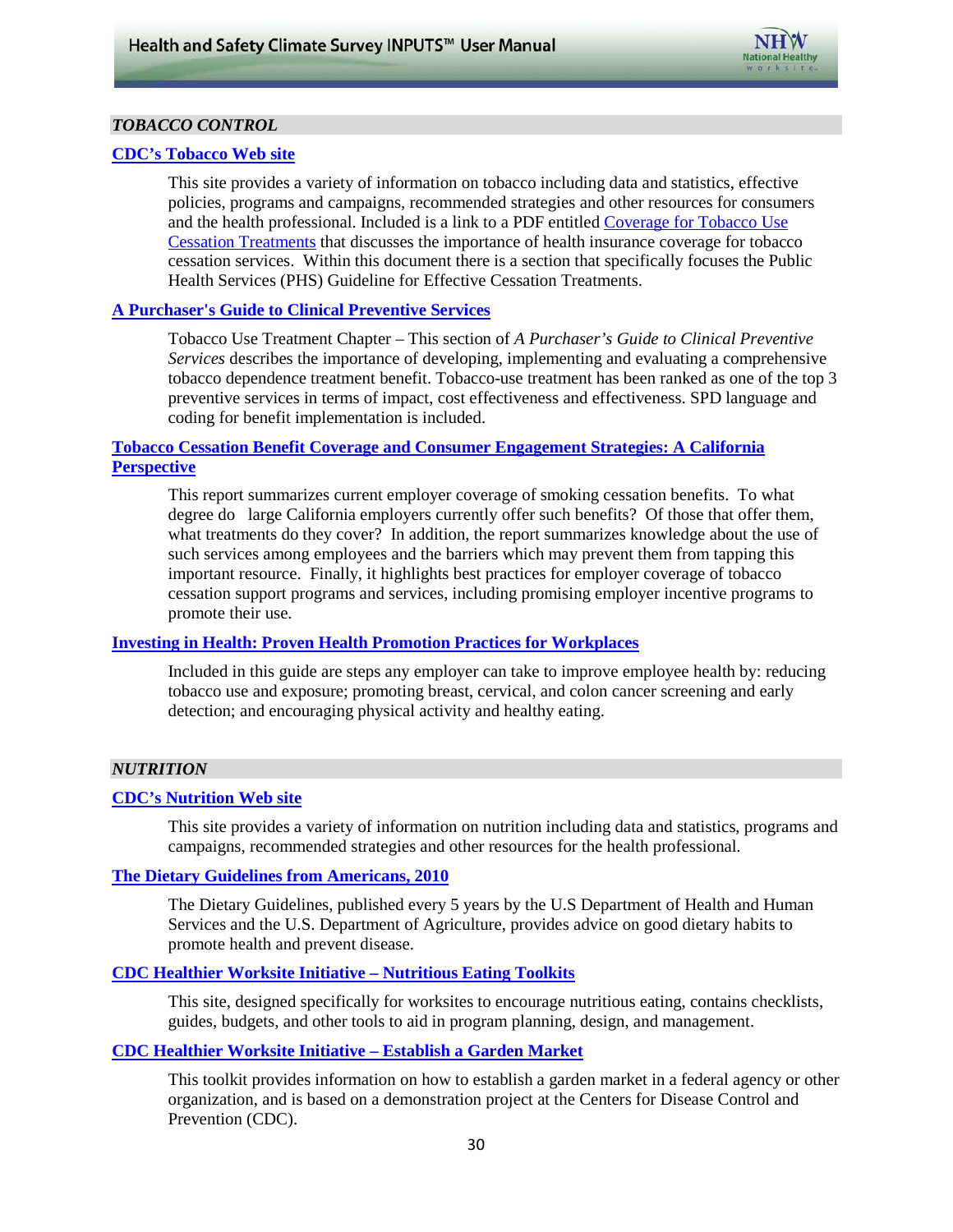## *TOBACCO CONTROL*

**CDC's Tobacco Web site**

This site provides a variety of information on tobacco including data and statistics, effective policies, programs and campaigns, recommended strategies and other resources for consumers and the health professional. Included is a link to a PDF entitled Coverage for Tobacco Use Cessation Treatments that discusses the importance of health insurance coverage for tobacco cessation services. Within this document there is a section that specifically focuses the Public Health Services (PHS) Guideline for Effective Cessation Treatments.

**A Purchaser's Guide to Clinical Preventive Services**

Tobacco Use Treatment Chapter – This section of *A Purchaser's Guide to Clinical Preventive Services* describes the importance of developing, implementing and evaluating a comprehensive tobacco dependence treatment benefit. Tobacco-use treatment has been ranked as one of the top 3 preventive services in terms of impact, cost effectiveness and effectiveness. SPD language and coding for benefit implementation is included.

**Tobacco Cessation Benefit Coverage and Consumer Engagement Strategies: A California Perspective**

This report summarizes current employer coverage of smoking cessation benefits. To what degree do large California employers currently offer such benefits? Of those that offer them, what treatments do they cover? In addition, the report summarizes knowledge about the use of such services among employees and the barriers which may prevent them from tapping this important resource. Finally, it highlights best practices for employer coverage of tobacco cessation support programs and services, including promising employer incentive programs to promote their use.

**Investing in Health: Proven Health Promotion Practices for Workplaces**

Included in this guide are steps any employer can take to improve employee health by: reducing tobacco use and exposure; promoting breast, cervical, and colon cancer screening and early detection; and encouraging physical activity and healthy eating.

## *NUTRITION*

**CDC's Nutrition Web site**

This site provides a variety of information on nutrition including data and statistics, programs and campaigns, recommended strategies and other resources for the health professional.

**The Dietary Guidelines from Americans, 2010**

The Dietary Guidelines, published every 5 years by the U.S Department of Health and Human Services and the U.S. Department of Agriculture, provides advice on good dietary habits to promote health and prevent disease.

**CDC Healthier Worksite Initiative – Nutritious Eating Toolkits**

This site, designed specifically for worksites to encourage nutritious eating, contains checklists, guides, budgets, and other tools to aid in program planning, design, and management.

**CDC Healthier Worksite Initiative – Establish a Garden Market**

This toolkit provides information on how to establish a garden market in a federal agency or other organization, and is based on a demonstration project at the Centers for Disease Control and Prevention (CDC).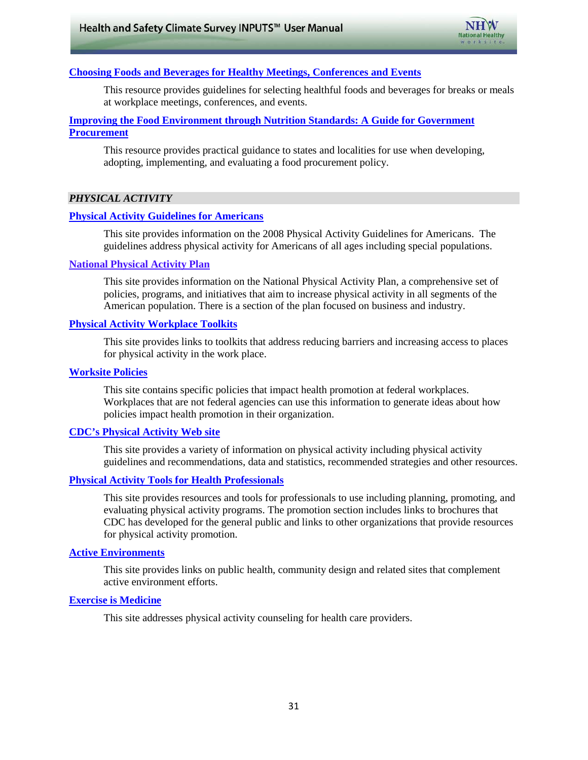**Choosing Foods and Beverages for Healthy Meetings, Conferences and Events**

This resource provides guidelines for selecting healthful foods and beverages for breaks or meals at workplace meetings, conferences, and events.

**Improving the Food Environment through Nutrition Standards: A Guide for Government Procurement**

This resource provides practical guidance to states and localities for use when developing, adopting, implementing, and evaluating a food procurement policy.

## *PHYSICAL ACTIVITY*

**Physical Activity Guidelines for Americans**

This site provides information on the 2008 Physical Activity Guidelines for Americans. The guidelines address physical activity for Americans of all ages including special populations.

**National Physical Activity Plan**

This site provides information on the National Physical Activity Plan, a comprehensive set of policies, programs, and initiatives that aim to increase physical activity in all segments of the American population. There is a section of the plan focused on business and industry.

**Physical Activity Workplace Toolkits**

This site provides links to toolkits that address reducing barriers and increasing access to places for physical activity in the work place.

**Worksite Policies**

This site contains specific policies that impact health promotion at federal workplaces. Workplaces that are not federal agencies can use this information to generate ideas about how policies impact health promotion in their organization.

**CDC's Physical Activity Web site**

This site provides a variety of information on physical activity including physical activity guidelines and recommendations, data and statistics, recommended strategies and other resources.

**Physical Activity Tools for Health Professionals**

This site provides resources and tools for professionals to use including planning, promoting, and evaluating physical activity programs. The promotion section includes links to brochures that CDC has developed for the general public and links to other organizations that provide resources for physical activity promotion.

**Active Environments**

This site provides links on public health, community design and related sites that complement active environment efforts.

**Exercise is Medicine**

This site addresses physical activity counseling for health care providers.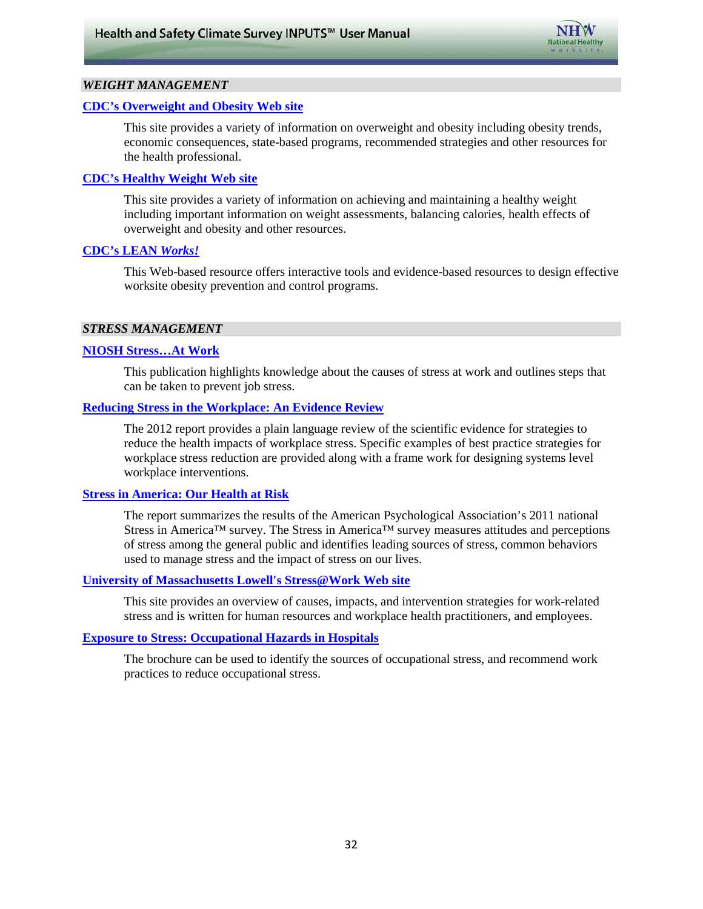### *WEIGHT MANAGEMENT*

**CDC's Overweight and Obesity Web site**

This site provides a variety of information on overweight and obesity including obesity trends, economic consequences, state-based programs, recommended strategies and other resources for the health professional.

**CDC's Healthy Weight Web site**

This site provides a variety of information on achieving and maintaining a healthy weight including important information on weight assessments, balancing calories, health effects of overweight and obesity and other resources.

**CDC's LEAN *Works!***

This Web-based resource offers interactive tools and evidence-based resources to design effective worksite obesity prevention and control programs.

### *STRESS MANAGEMENT*

**NIOSH Stress…At Work**

This publication highlights knowledge about the causes of stress at work and outlines steps that can be taken to prevent job stress.

**Reducing Stress in the Workplace: An Evidence Review**

The 2012 report provides a plain language review of the scientific evidence for strategies to reduce the health impacts of workplace stress. Specific examples of best practice strategies for workplace stress reduction are provided along with a frame work for designing systems level workplace interventions.

**Stress in America: Our Health at Risk**

The report summarizes the results of the American Psychological Association's 2011 national Stress in America™ survey. The Stress in America™ survey measures attitudes and perceptions of stress among the general public and identifies leading sources of stress, common behaviors used to manage stress and the impact of stress on our lives.

**University of Massachusetts Lowell's Stress@Work Web site**

This site provides an overview of causes, impacts, and intervention strategies for work-related stress and is written for human resources and workplace health practitioners, and employees.

**Exposure to Stress: Occupational Hazards in Hospitals**

The brochure can be used to identify the sources of occupational stress, and recommend work practices to reduce occupational stress.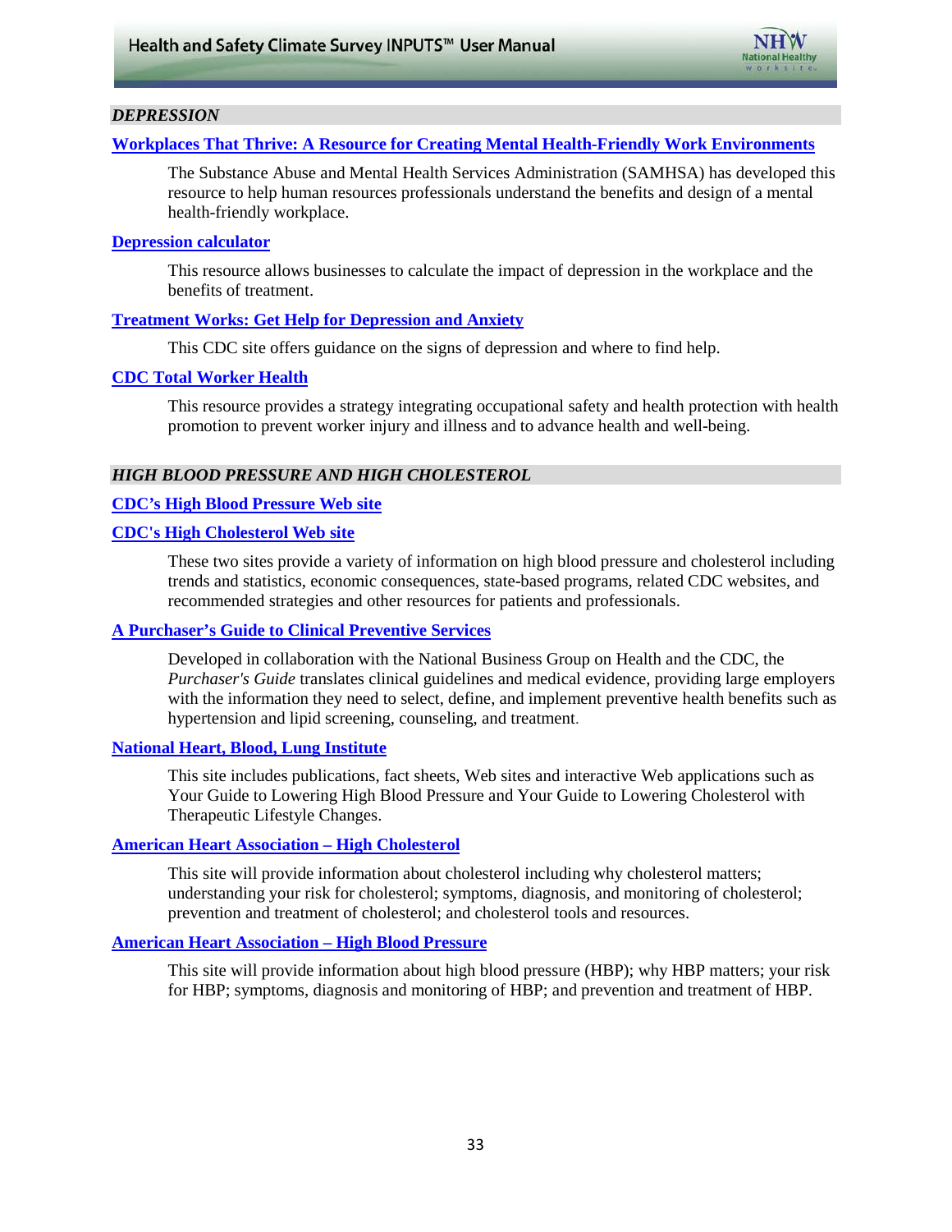### *DEPRESSION*

**Workplaces That Thrive: A Resource for Creating Mental Health-Friendly Work Environments**

The Substance Abuse and Mental Health Services Administration (SAMHSA) has developed this resource to help human resources professionals understand the benefits and design of a mental health-friendly workplace.

**Depression calculator**

This resource allows businesses to calculate the impact of depression in the workplace and the benefits of treatment.

**Treatment Works: Get Help for Depression and Anxiety**

This CDC site offers guidance on the signs of depression and where to find help.

**CDC Total Worker Health**

This resource provides a strategy integrating occupational safety and health protection with health promotion to prevent worker injury and illness and to advance health and well-being.

### *HIGH BLOOD PRESSURE AND HIGH CHOLESTEROL*

**CDC's High Blood Pressure Web site**

**CDC's High Cholesterol Web site**

These two sites provide a variety of information on high blood pressure and cholesterol including trends and statistics, economic consequences, state-based programs, related CDC websites, and recommended strategies and other resources for patients and professionals.

**A Purchaser's Guide to Clinical Preventive Services**

Developed in collaboration with the National Business Group on Health and the CDC, the *Purchaser's Guide* translates clinical guidelines and medical evidence, providing large employers with the information they need to select, define, and implement preventive health benefits such as hypertension and lipid screening, counseling, and treatment.

**National Heart, Blood, Lung Institute**

This site includes publications, fact sheets, Web sites and interactive Web applications such as Your Guide to Lowering High Blood Pressure and Your Guide to Lowering Cholesterol with Therapeutic Lifestyle Changes.

**American Heart Association – High Cholesterol**

This site will provide information about cholesterol including why cholesterol matters; understanding your risk for cholesterol; symptoms, diagnosis, and monitoring of cholesterol; prevention and treatment of cholesterol; and cholesterol tools and resources.

**American Heart Association – High Blood Pressure**

This site will provide information about high blood pressure (HBP); why HBP matters; your risk for HBP; symptoms, diagnosis and monitoring of HBP; and prevention and treatment of HBP.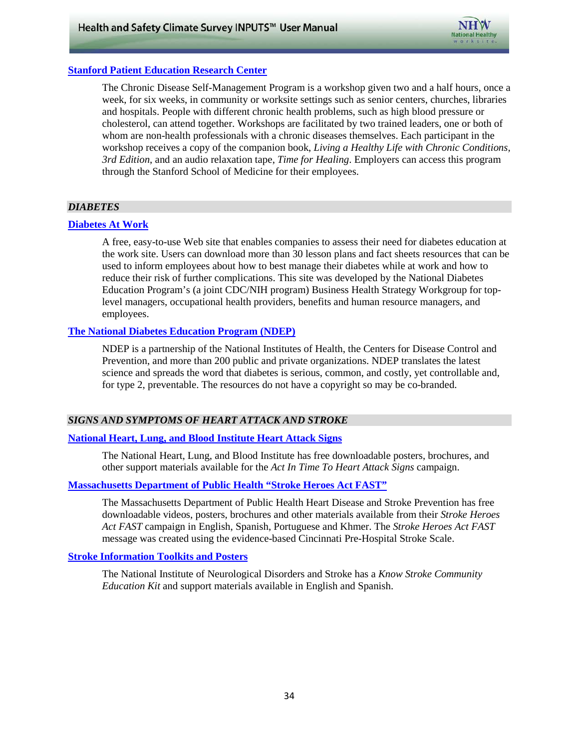**Stanford Patient Education Research Center**

The Chronic Disease Self-Management Program is a workshop given two and a half hours, once a week, for six weeks, in community or worksite settings such as senior centers, churches, libraries and hospitals. People with different chronic health problems, such as high blood pressure or cholesterol, can attend together. Workshops are facilitated by two trained leaders, one or both of whom are non-health professionals with a chronic diseases themselves. Each participant in the workshop receives a copy of the companion book, *Living a Healthy Life with Chronic Conditions, 3rd Edition*, and an audio relaxation tape, *Time for Healing*. Employers can access this program through the Stanford School of Medicine for their employees.

### *DIABETES*

**Diabetes At Work**

A free, easy-to-use Web site that enables companies to assess their need for diabetes education at the work site. Users can download more than 30 lesson plans and fact sheets resources that can be used to inform employees about how to best manage their diabetes while at work and how to reduce their risk of further complications. This site was developed by the National Diabetes Education Program's (a joint CDC/NIH program) Business Health Strategy Workgroup for top-level managers, occupational health providers, benefits and human resource managers, and employees.

**The National Diabetes Education Program (NDEP)**

NDEP is a partnership of the National Institutes of Health, the Centers for Disease Control and Prevention, and more than 200 public and private organizations. NDEP translates the latest science and spreads the word that diabetes is serious, common, and costly, yet controllable and, for type 2, preventable. The resources do not have a copyright so may be co-branded.

### *SIGNS AND SYMPTOMS OF HEART ATTACK AND STROKE*

**National Heart, Lung, and Blood Institute Heart Attack Signs**

The National Heart, Lung, and Blood Institute has free downloadable posters, brochures, and other support materials available for the *Act In Time To Heart Attack Signs* campaign.

**Massachusetts Department of Public Health "Stroke Heroes Act FAST"**

The Massachusetts Department of Public Health Heart Disease and Stroke Prevention has free downloadable videos, posters, brochures and other materials available from their *Stroke Heroes Act FAST* campaign in English, Spanish, Portuguese and Khmer. The *Stroke Heroes Act FAST* message was created using the evidence-based Cincinnati Pre-Hospital Stroke Scale.

**Stroke Information Toolkits and Posters**

The National Institute of Neurological Disorders and Stroke has a *Know Stroke Community Education Kit* and support materials available in English and Spanish.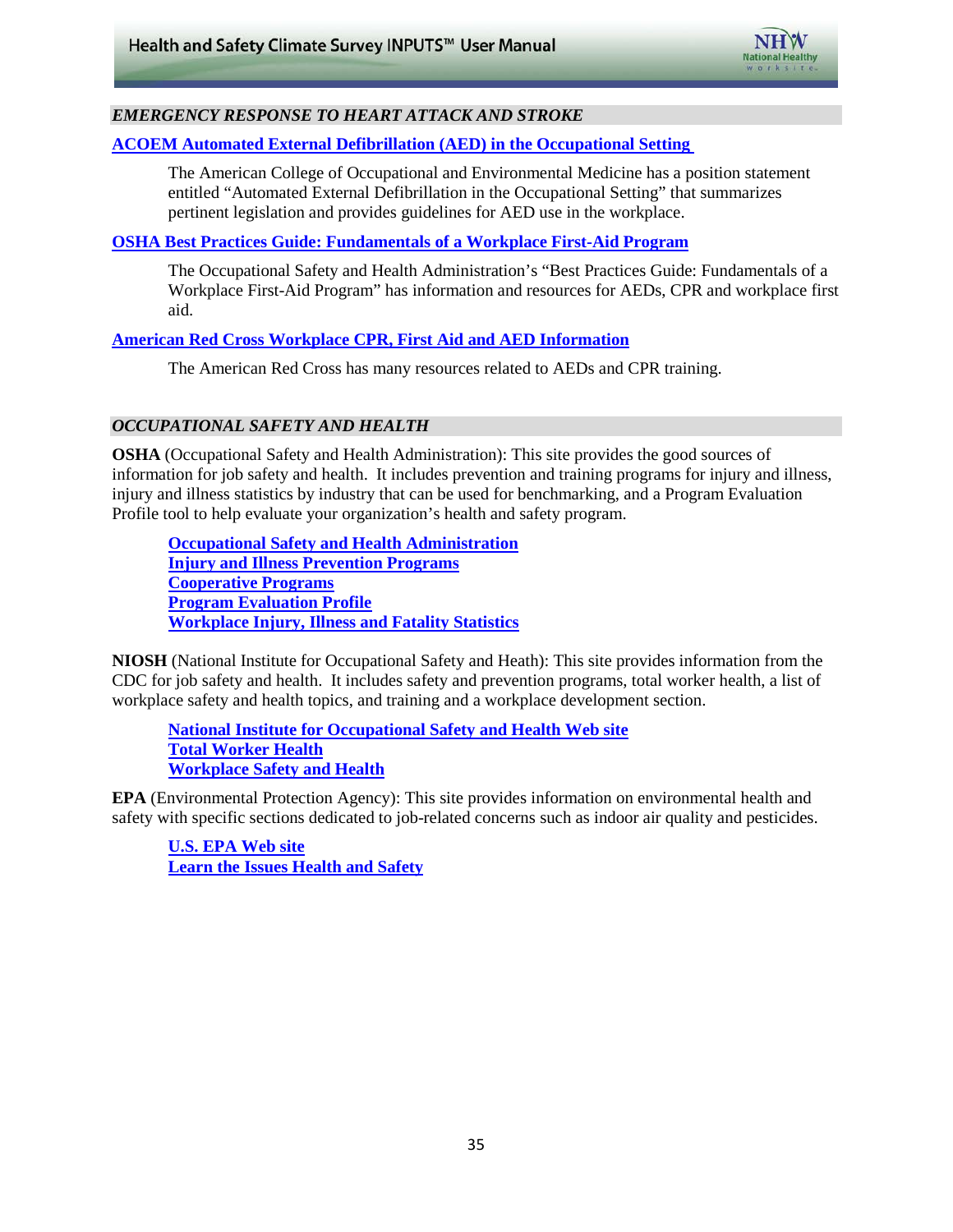### *EMERGENCY RESPONSE TO HEART ATTACK AND STROKE*

**ACOEM Automated External Defibrillation (AED) in the Occupational Setting**

The American College of Occupational and Environmental Medicine has a position statement entitled "Automated External Defibrillation in the Occupational Setting" that summarizes pertinent legislation and provides guidelines for AED use in the workplace.

**OSHA Best Practices Guide: Fundamentals of a Workplace First-Aid Program**

The Occupational Safety and Health Administration's "Best Practices Guide: Fundamentals of a Workplace First-Aid Program" has information and resources for AEDs, CPR and workplace first aid.

**American Red Cross Workplace CPR, First Aid and AED Information**

The American Red Cross has many resources related to AEDs and CPR training.

### *OCCUPATIONAL SAFETY AND HEALTH*

**OSHA** (Occupational Safety and Health Administration): This site provides the good sources of information for job safety and health. It includes prevention and training programs for injury and illness, injury and illness statistics by industry that can be used for benchmarking, and a Program Evaluation Profile tool to help evaluate your organization's health and safety program.

**Occupational Safety and Health Administration**
**Injury and Illness Prevention Programs**
**Cooperative Programs**
**Program Evaluation Profile**
**Workplace Injury, Illness and Fatality Statistics**

**NIOSH** (National Institute for Occupational Safety and Heath): This site provides information from the CDC for job safety and health. It includes safety and prevention programs, total worker health, a list of workplace safety and health topics, and training and a workplace development section.

**National Institute for Occupational Safety and Health Web site**
**Total Worker Health**
**Workplace Safety and Health**

**EPA** (Environmental Protection Agency): This site provides information on environmental health and safety with specific sections dedicated to job-related concerns such as indoor air quality and pesticides.

**U.S. EPA Web site**
**Learn the Issues Health and Safety**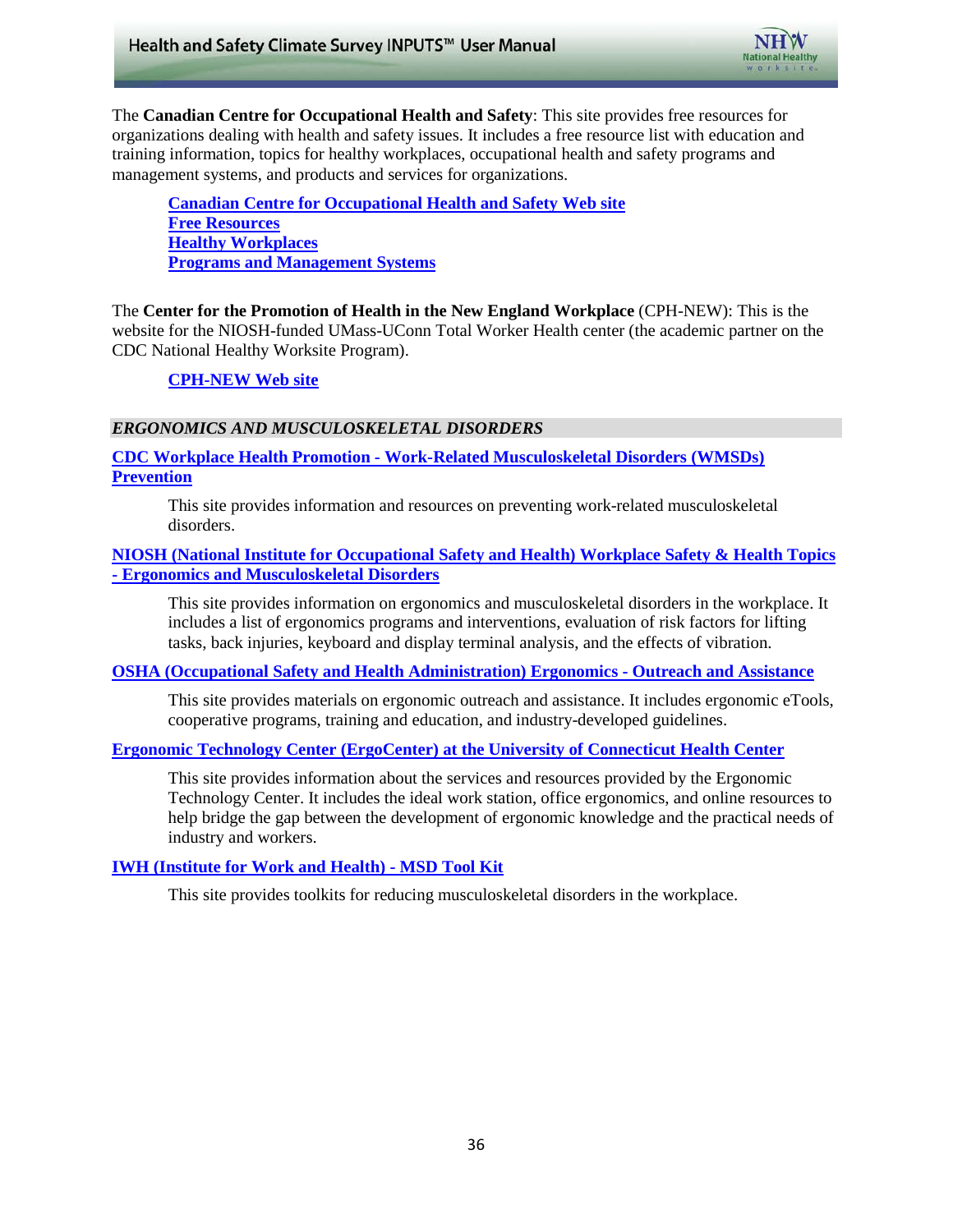The **Canadian Centre for Occupational Health and Safety**: This site provides free resources for organizations dealing with health and safety issues. It includes a free resource list with education and training information, topics for healthy workplaces, occupational health and safety programs and management systems, and products and services for organizations.

> **Canadian Centre for Occupational Health and Safety Web site**
> **Free Resources**
> **Healthy Workplaces**
> **Programs and Management Systems**

The **Center for the Promotion of Health in the New England Workplace** (CPH-NEW): This is the website for the NIOSH-funded UMass-UConn Total Worker Health center (the academic partner on the CDC National Healthy Worksite Program).

> **CPH-NEW Web site**

### *ERGONOMICS AND MUSCULOSKELETAL DISORDERS*

**CDC Workplace Health Promotion - Work-Related Musculoskeletal Disorders (WMSDs) Prevention**

> This site provides information and resources on preventing work-related musculoskeletal disorders.

**NIOSH (National Institute for Occupational Safety and Health) Workplace Safety & Health Topics - Ergonomics and Musculoskeletal Disorders**

> This site provides information on ergonomics and musculoskeletal disorders in the workplace. It includes a list of ergonomics programs and interventions, evaluation of risk factors for lifting tasks, back injuries, keyboard and display terminal analysis, and the effects of vibration.

**OSHA (Occupational Safety and Health Administration) Ergonomics - Outreach and Assistance**

> This site provides materials on ergonomic outreach and assistance. It includes ergonomic eTools, cooperative programs, training and education, and industry-developed guidelines.

**Ergonomic Technology Center (ErgoCenter) at the University of Connecticut Health Center**

> This site provides information about the services and resources provided by the Ergonomic Technology Center. It includes the ideal work station, office ergonomics, and online resources to help bridge the gap between the development of ergonomic knowledge and the practical needs of industry and workers.

**IWH (Institute for Work and Health) - MSD Tool Kit**

> This site provides toolkits for reducing musculoskeletal disorders in the workplace.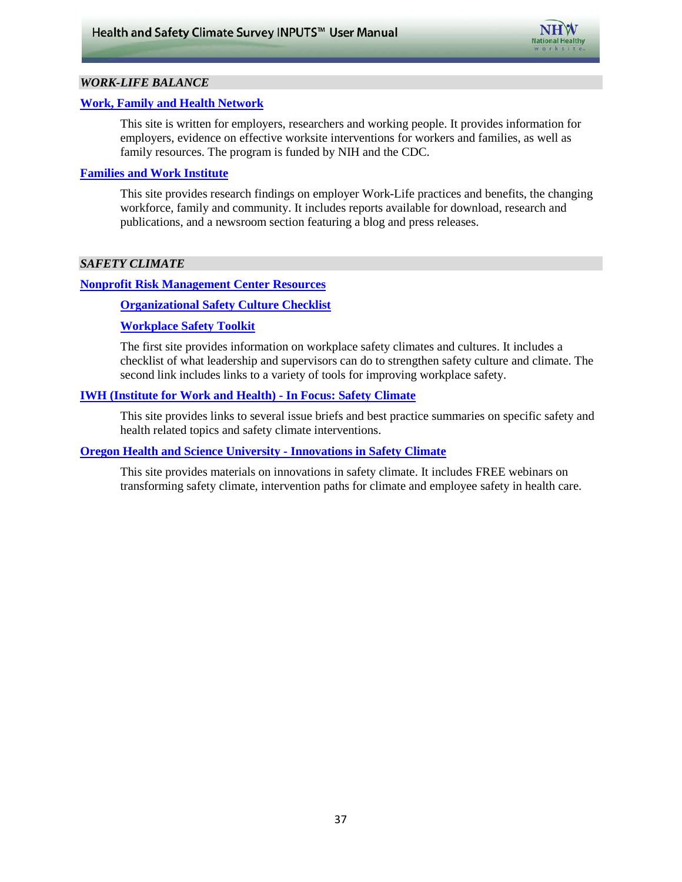### *WORK-LIFE BALANCE*

**Work, Family and Health Network**

This site is written for employers, researchers and working people. It provides information for employers, evidence on effective worksite interventions for workers and families, as well as family resources. The program is funded by NIH and the CDC.

**Families and Work Institute**

This site provides research findings on employer Work-Life practices and benefits, the changing workforce, family and community. It includes reports available for download, research and publications, and a newsroom section featuring a blog and press releases.

### *SAFETY CLIMATE*

**Nonprofit Risk Management Center Resources**

**Organizational Safety Culture Checklist**

**Workplace Safety Toolkit**

The first site provides information on workplace safety climates and cultures. It includes a checklist of what leadership and supervisors can do to strengthen safety culture and climate. The second link includes links to a variety of tools for improving workplace safety.

**IWH (Institute for Work and Health) - In Focus: Safety Climate**

This site provides links to several issue briefs and best practice summaries on specific safety and health related topics and safety climate interventions.

**Oregon Health and Science University - Innovations in Safety Climate**

This site provides materials on innovations in safety climate. It includes FREE webinars on transforming safety climate, intervention paths for climate and employee safety in health care.